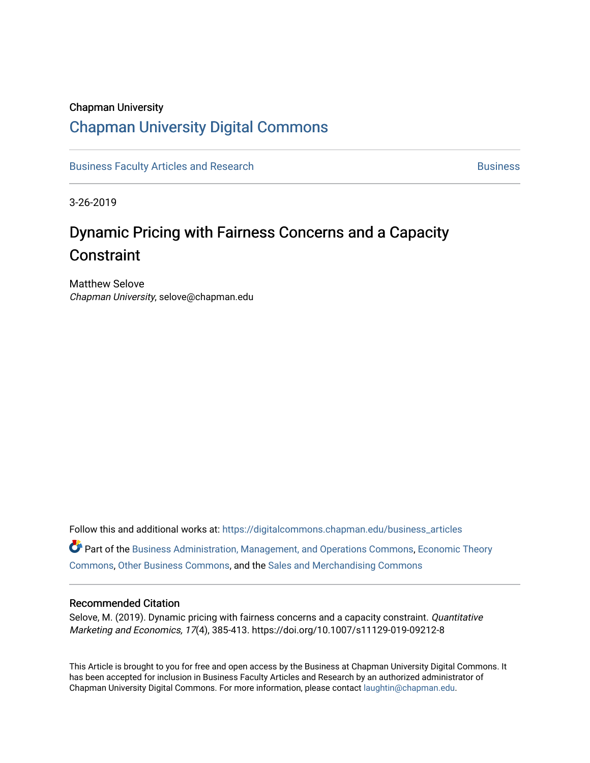Chapman University

# Chapman University Digital Commons

Business Faculty Articles and Research | Business

3-26-2019

## Dynamic Pricing with Fairness Concerns and a Capacity Constraint

Matthew Selove
*Chapman University*, selove@chapman.edu

Follow this and additional works at: https://digitalcommons.chapman.edu/business_articles

Part of the Business Administration, Management, and Operations Commons, Economic Theory Commons, Other Business Commons, and the Sales and Merchandising Commons

### Recommended Citation

Selove, M. (2019). Dynamic pricing with fairness concerns and a capacity constraint. *Quantitative Marketing and Economics, 17*(4), 385-413. https://doi.org/10.1007/s11129-019-09212-8

This Article is brought to you for free and open access by the Business at Chapman University Digital Commons. It has been accepted for inclusion in Business Faculty Articles and Research by an authorized administrator of Chapman University Digital Commons. For more information, please contact laughtin@chapman.edu.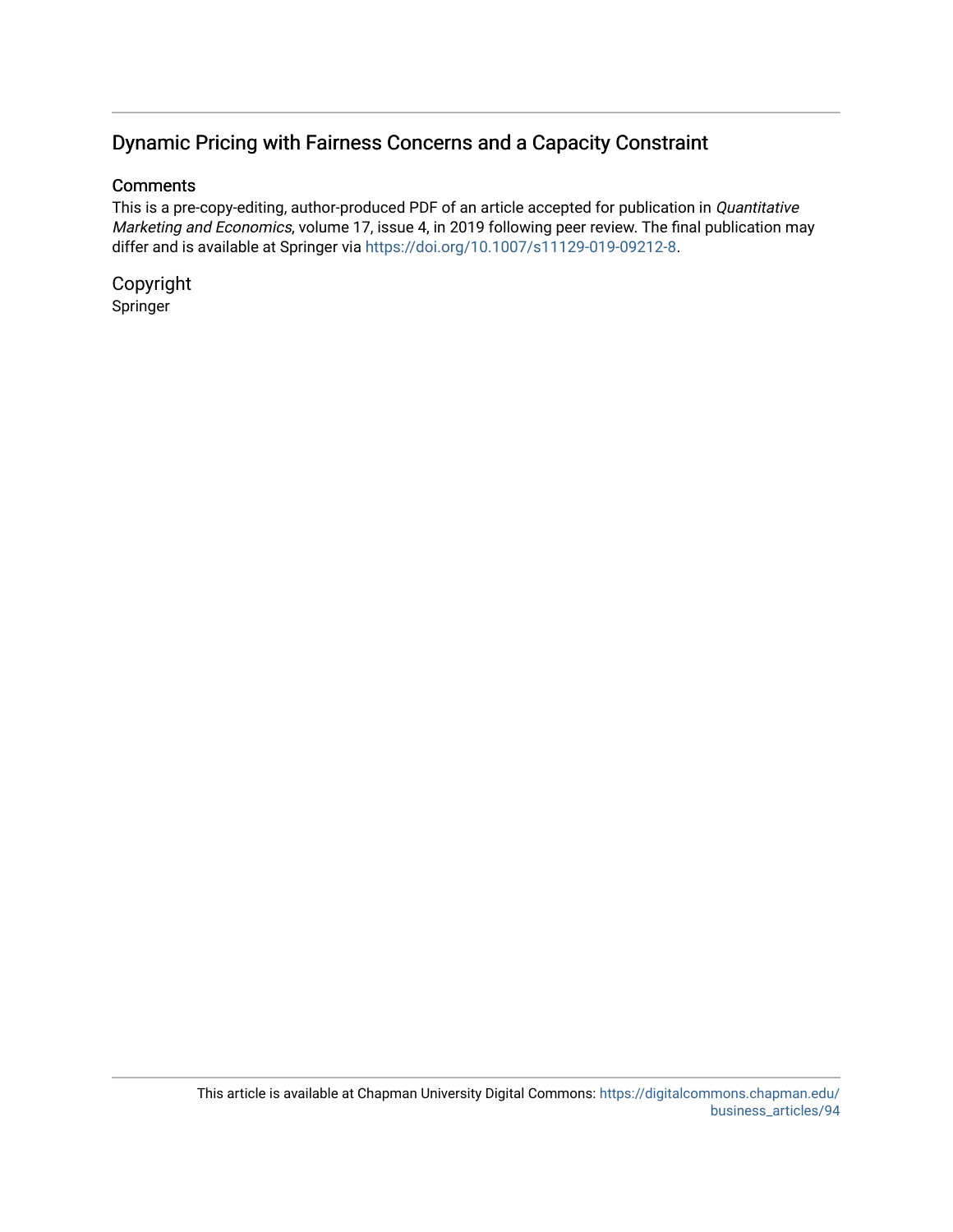## Dynamic Pricing with Fairness Concerns and a Capacity Constraint

### Comments

This is a pre-copy-editing, author-produced PDF of an article accepted for publication in *Quantitative Marketing and Economics*, volume 17, issue 4, in 2019 following peer review. The final publication may differ and is available at Springer via https://doi.org/10.1007/s11129-019-09212-8.

### Copyright

Springer

This article is available at Chapman University Digital Commons: https://digitalcommons.chapman.edu/business_articles/94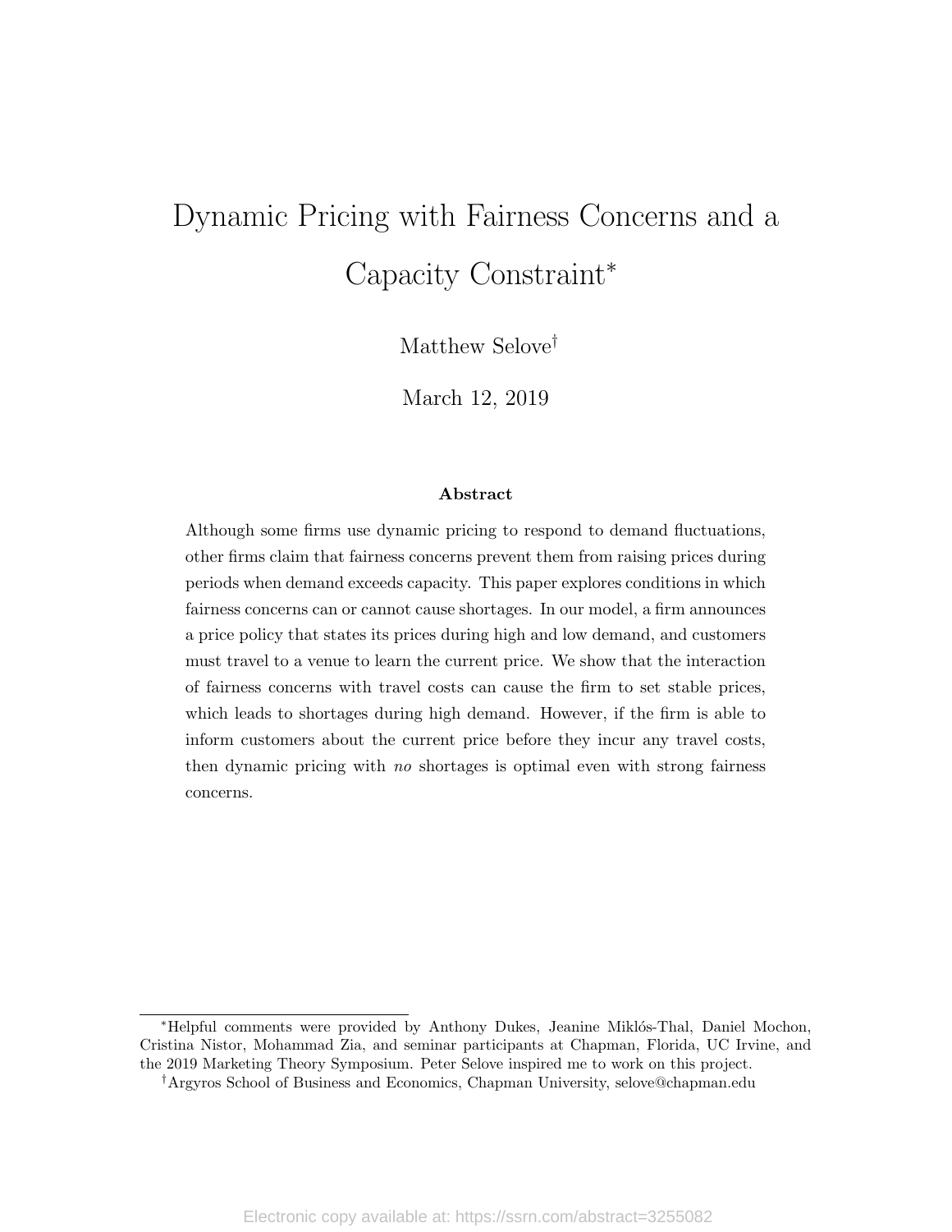# Dynamic Pricing with Fairness Concerns and a Capacity Constraint*

Matthew Selove†

March 12, 2019

**Abstract**

Although some firms use dynamic pricing to respond to demand fluctuations, other firms claim that fairness concerns prevent them from raising prices during periods when demand exceeds capacity. This paper explores conditions in which fairness concerns can or cannot cause shortages. In our model, a firm announces a price policy that states its prices during high and low demand, and customers must travel to a venue to learn the current price. We show that the interaction of fairness concerns with travel costs can cause the firm to set stable prices, which leads to shortages during high demand. However, if the firm is able to inform customers about the current price before they incur any travel costs, then dynamic pricing with *no* shortages is optimal even with strong fairness concerns.

---

*Helpful comments were provided by Anthony Dukes, Jeanine Miklós-Thal, Daniel Mochon, Cristina Nistor, Mohammad Zia, and seminar participants at Chapman, Florida, UC Irvine, and the 2019 Marketing Theory Symposium. Peter Selove inspired me to work on this project.

†Argyros School of Business and Economics, Chapman University, selove@chapman.edu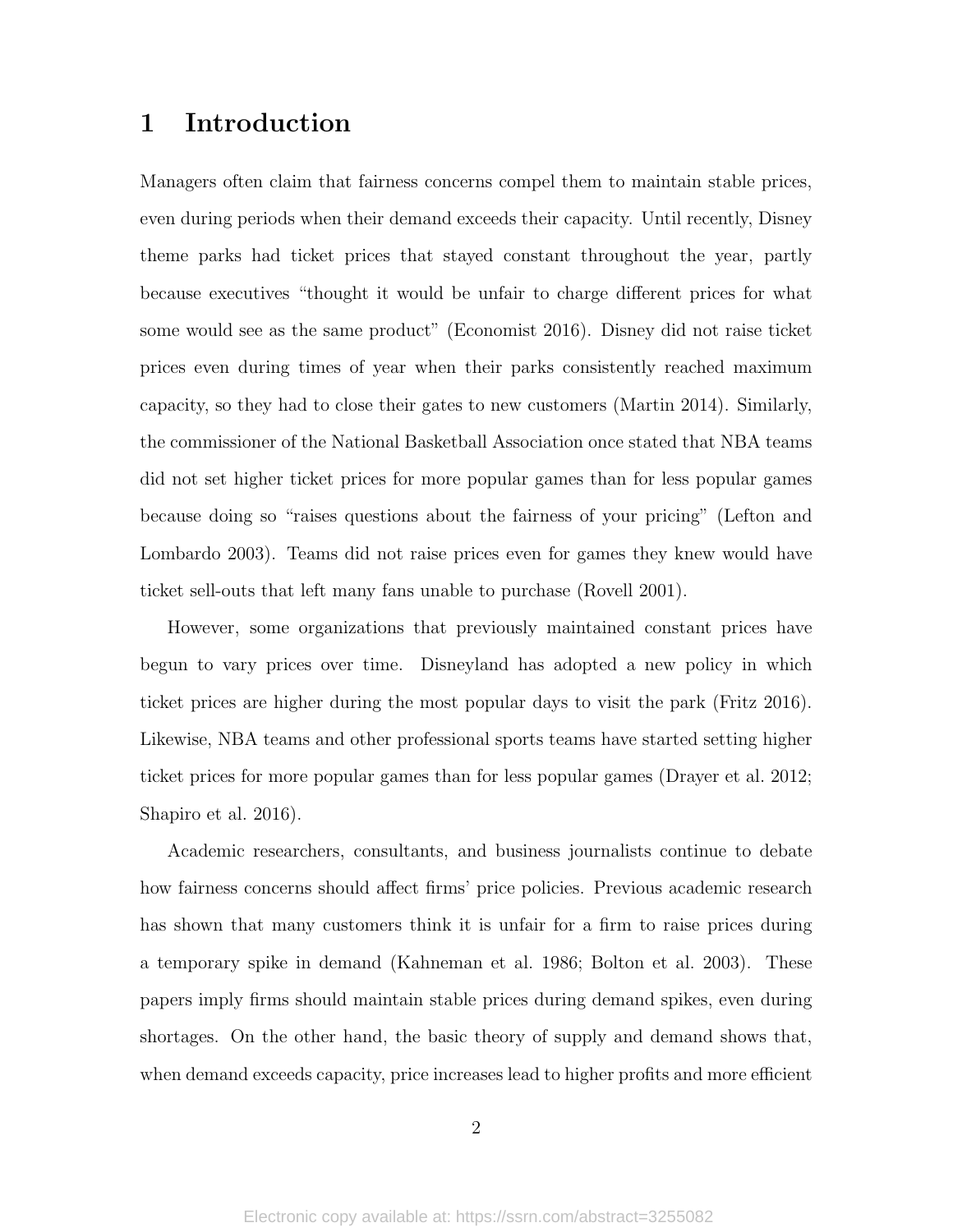# 1 Introduction

Managers often claim that fairness concerns compel them to maintain stable prices, even during periods when their demand exceeds their capacity. Until recently, Disney theme parks had ticket prices that stayed constant throughout the year, partly because executives "thought it would be unfair to charge different prices for what some would see as the same product" (Economist 2016). Disney did not raise ticket prices even during times of year when their parks consistently reached maximum capacity, so they had to close their gates to new customers (Martin 2014). Similarly, the commissioner of the National Basketball Association once stated that NBA teams did not set higher ticket prices for more popular games than for less popular games because doing so "raises questions about the fairness of your pricing" (Lefton and Lombardo 2003). Teams did not raise prices even for games they knew would have ticket sell-outs that left many fans unable to purchase (Rovell 2001).

However, some organizations that previously maintained constant prices have begun to vary prices over time. Disneyland has adopted a new policy in which ticket prices are higher during the most popular days to visit the park (Fritz 2016). Likewise, NBA teams and other professional sports teams have started setting higher ticket prices for more popular games than for less popular games (Drayer et al. 2012; Shapiro et al. 2016).

Academic researchers, consultants, and business journalists continue to debate how fairness concerns should affect firms' price policies. Previous academic research has shown that many customers think it is unfair for a firm to raise prices during a temporary spike in demand (Kahneman et al. 1986; Bolton et al. 2003). These papers imply firms should maintain stable prices during demand spikes, even during shortages. On the other hand, the basic theory of supply and demand shows that, when demand exceeds capacity, price increases lead to higher profits and more efficient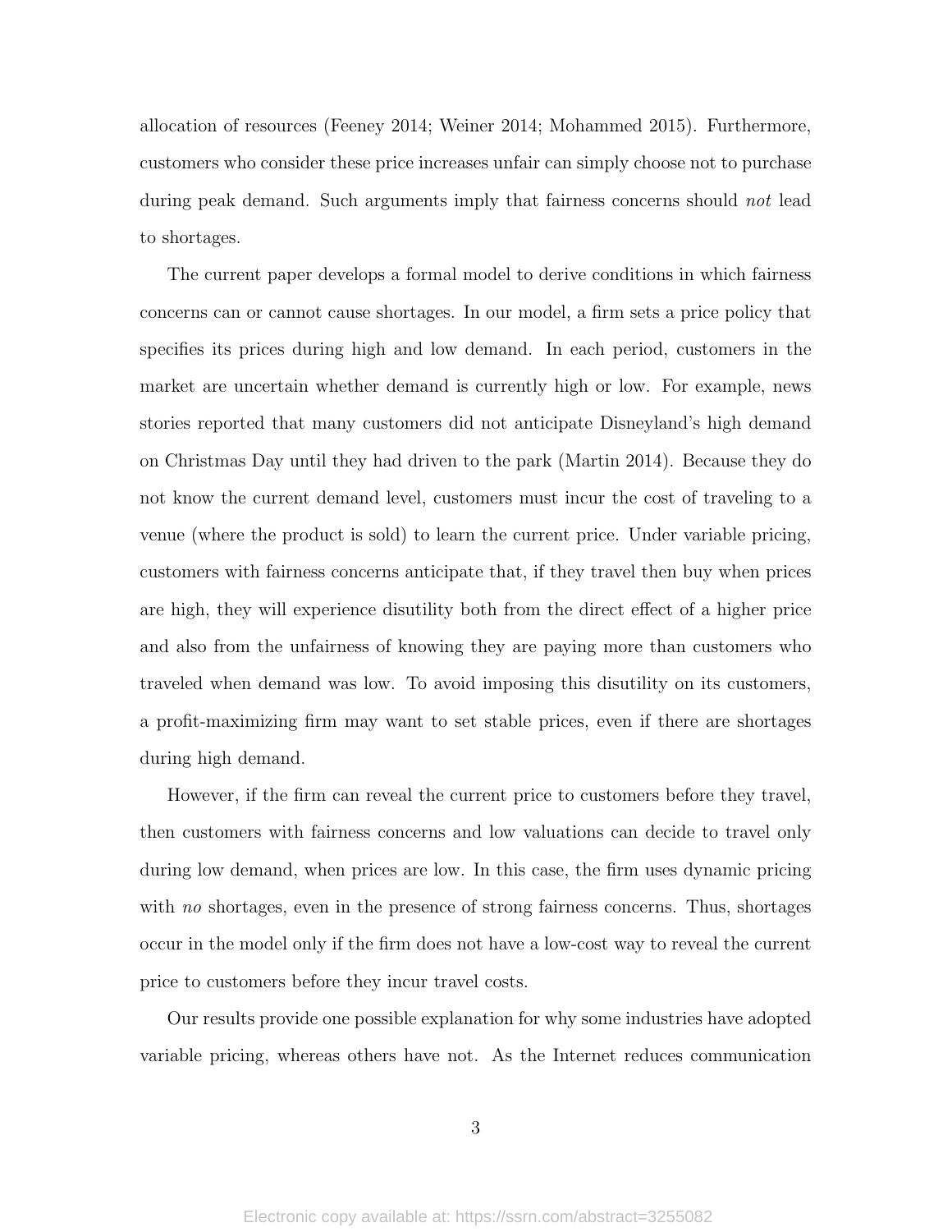allocation of resources (Feeney 2014; Weiner 2014; Mohammed 2015). Furthermore, customers who consider these price increases unfair can simply choose not to purchase during peak demand. Such arguments imply that fairness concerns should *not* lead to shortages.

The current paper develops a formal model to derive conditions in which fairness concerns can or cannot cause shortages. In our model, a firm sets a price policy that specifies its prices during high and low demand. In each period, customers in the market are uncertain whether demand is currently high or low. For example, news stories reported that many customers did not anticipate Disneyland's high demand on Christmas Day until they had driven to the park (Martin 2014). Because they do not know the current demand level, customers must incur the cost of traveling to a venue (where the product is sold) to learn the current price. Under variable pricing, customers with fairness concerns anticipate that, if they travel then buy when prices are high, they will experience disutility both from the direct effect of a higher price and also from the unfairness of knowing they are paying more than customers who traveled when demand was low. To avoid imposing this disutility on its customers, a profit-maximizing firm may want to set stable prices, even if there are shortages during high demand.

However, if the firm can reveal the current price to customers before they travel, then customers with fairness concerns and low valuations can decide to travel only during low demand, when prices are low. In this case, the firm uses dynamic pricing with *no* shortages, even in the presence of strong fairness concerns. Thus, shortages occur in the model only if the firm does not have a low-cost way to reveal the current price to customers before they incur travel costs.

Our results provide one possible explanation for why some industries have adopted variable pricing, whereas others have not. As the Internet reduces communication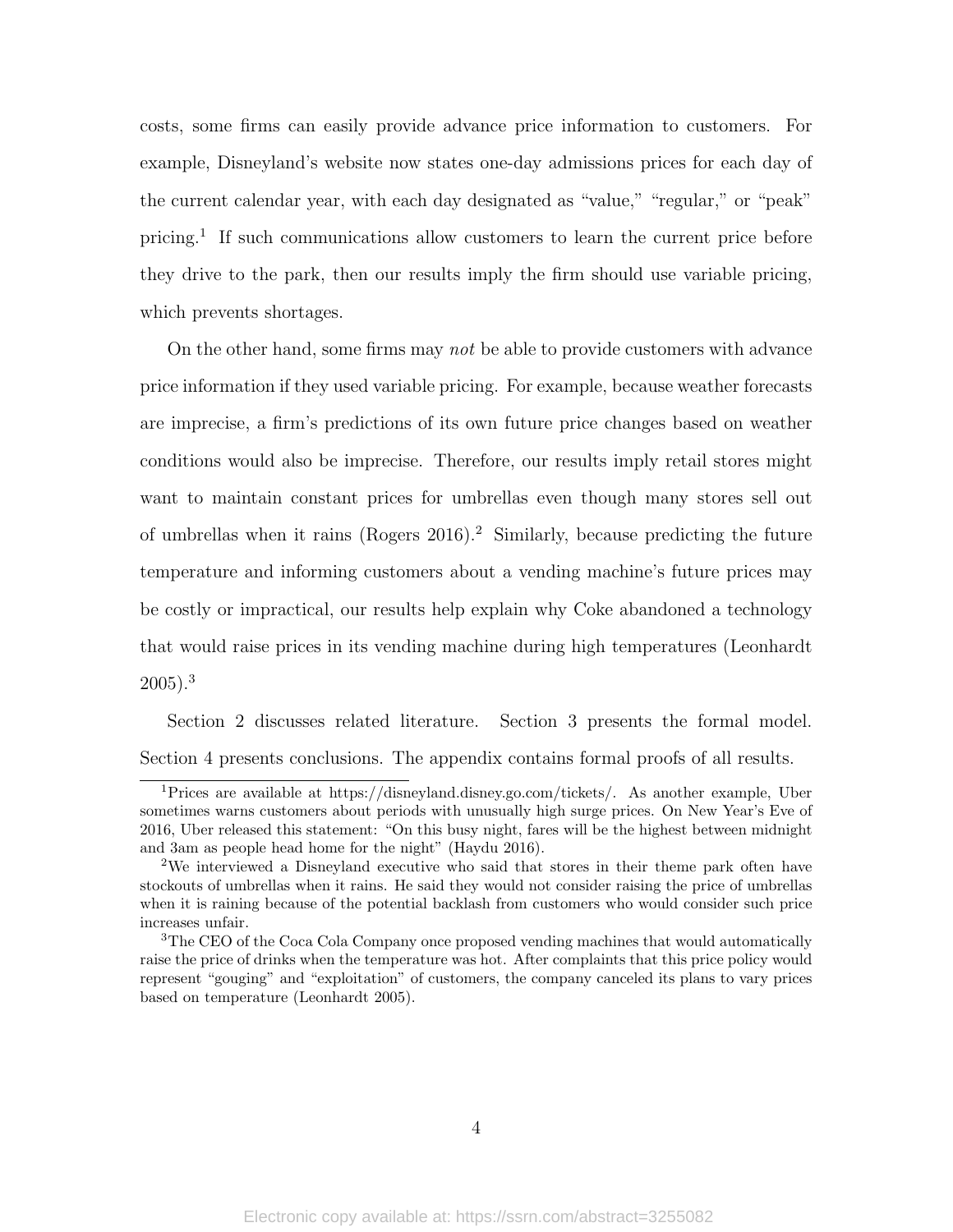costs, some firms can easily provide advance price information to customers. For example, Disneyland's website now states one-day admissions prices for each day of the current calendar year, with each day designated as "value," "regular," or "peak" pricing.[1] If such communications allow customers to learn the current price before they drive to the park, then our results imply the firm should use variable pricing, which prevents shortages.

On the other hand, some firms may *not* be able to provide customers with advance price information if they used variable pricing. For example, because weather forecasts are imprecise, a firm's predictions of its own future price changes based on weather conditions would also be imprecise. Therefore, our results imply retail stores might want to maintain constant prices for umbrellas even though many stores sell out of umbrellas when it rains (Rogers 2016).[2] Similarly, because predicting the future temperature and informing customers about a vending machine's future prices may be costly or impractical, our results help explain why Coke abandoned a technology that would raise prices in its vending machine during high temperatures (Leonhardt 2005).[3]

Section 2 discusses related literature. Section 3 presents the formal model. Section 4 presents conclusions. The appendix contains formal proofs of all results.

[1] Prices are available at https://disneyland.disney.go.com/tickets/. As another example, Uber sometimes warns customers about periods with unusually high surge prices. On New Year's Eve of 2016, Uber released this statement: "On this busy night, fares will be the highest between midnight and 3am as people head home for the night" (Haydu 2016).

[2] We interviewed a Disneyland executive who said that stores in their theme park often have stockouts of umbrellas when it rains. He said they would not consider raising the price of umbrellas when it is raining because of the potential backlash from customers who would consider such price increases unfair.

[3] The CEO of the Coca Cola Company once proposed vending machines that would automatically raise the price of drinks when the temperature was hot. After complaints that this price policy would represent "gouging" and "exploitation" of customers, the company canceled its plans to vary prices based on temperature (Leonhardt 2005).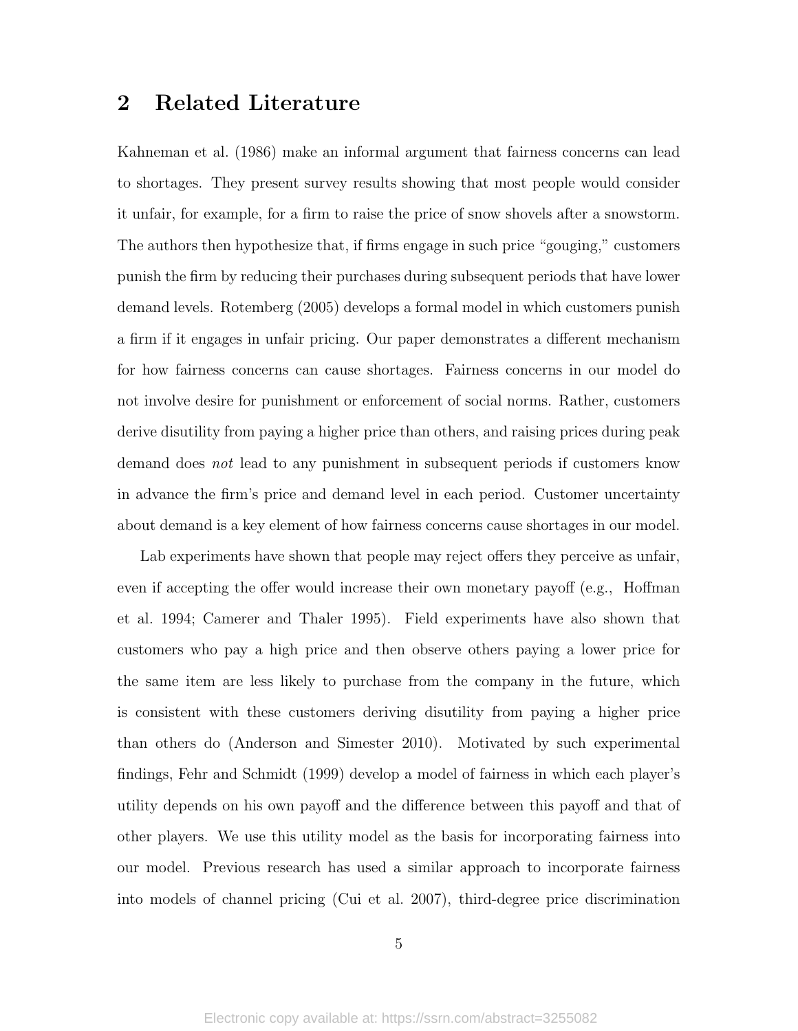## 2 Related Literature

Kahneman et al. (1986) make an informal argument that fairness concerns can lead to shortages. They present survey results showing that most people would consider it unfair, for example, for a firm to raise the price of snow shovels after a snowstorm. The authors then hypothesize that, if firms engage in such price "gouging," customers punish the firm by reducing their purchases during subsequent periods that have lower demand levels. Rotemberg (2005) develops a formal model in which customers punish a firm if it engages in unfair pricing. Our paper demonstrates a different mechanism for how fairness concerns can cause shortages. Fairness concerns in our model do not involve desire for punishment or enforcement of social norms. Rather, customers derive disutility from paying a higher price than others, and raising prices during peak demand does *not* lead to any punishment in subsequent periods if customers know in advance the firm's price and demand level in each period. Customer uncertainty about demand is a key element of how fairness concerns cause shortages in our model.

Lab experiments have shown that people may reject offers they perceive as unfair, even if accepting the offer would increase their own monetary payoff (e.g., Hoffman et al. 1994; Camerer and Thaler 1995). Field experiments have also shown that customers who pay a high price and then observe others paying a lower price for the same item are less likely to purchase from the company in the future, which is consistent with these customers deriving disutility from paying a higher price than others do (Anderson and Simester 2010). Motivated by such experimental findings, Fehr and Schmidt (1999) develop a model of fairness in which each player's utility depends on his own payoff and the difference between this payoff and that of other players. We use this utility model as the basis for incorporating fairness into our model. Previous research has used a similar approach to incorporate fairness into models of channel pricing (Cui et al. 2007), third-degree price discrimination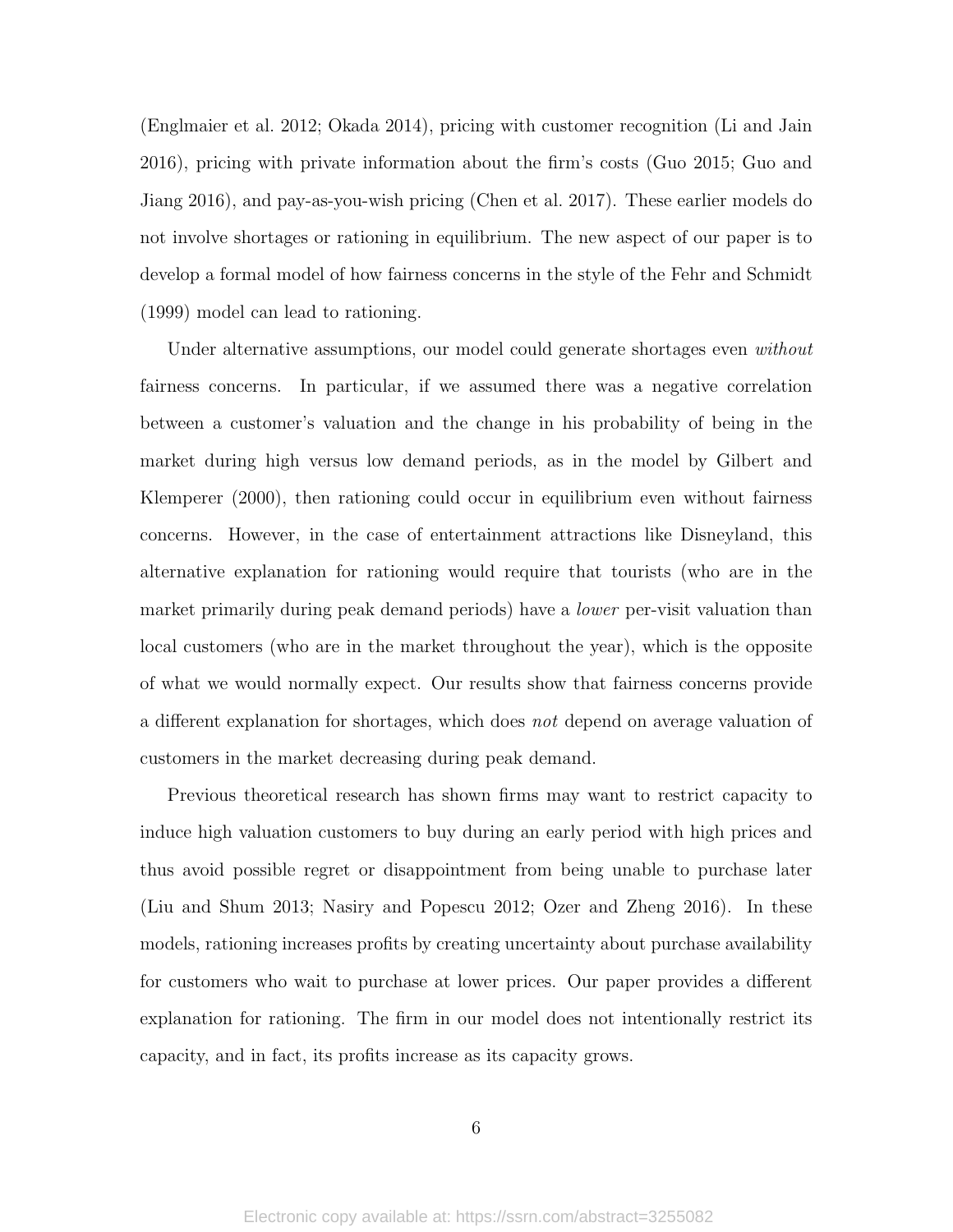(Englmaier et al. 2012; Okada 2014), pricing with customer recognition (Li and Jain 2016), pricing with private information about the firm's costs (Guo 2015; Guo and Jiang 2016), and pay-as-you-wish pricing (Chen et al. 2017). These earlier models do not involve shortages or rationing in equilibrium. The new aspect of our paper is to develop a formal model of how fairness concerns in the style of the Fehr and Schmidt (1999) model can lead to rationing.

Under alternative assumptions, our model could generate shortages even *without* fairness concerns. In particular, if we assumed there was a negative correlation between a customer's valuation and the change in his probability of being in the market during high versus low demand periods, as in the model by Gilbert and Klemperer (2000), then rationing could occur in equilibrium even without fairness concerns. However, in the case of entertainment attractions like Disneyland, this alternative explanation for rationing would require that tourists (who are in the market primarily during peak demand periods) have a *lower* per-visit valuation than local customers (who are in the market throughout the year), which is the opposite of what we would normally expect. Our results show that fairness concerns provide a different explanation for shortages, which does *not* depend on average valuation of customers in the market decreasing during peak demand.

Previous theoretical research has shown firms may want to restrict capacity to induce high valuation customers to buy during an early period with high prices and thus avoid possible regret or disappointment from being unable to purchase later (Liu and Shum 2013; Nasiry and Popescu 2012; Ozer and Zheng 2016). In these models, rationing increases profits by creating uncertainty about purchase availability for customers who wait to purchase at lower prices. Our paper provides a different explanation for rationing. The firm in our model does not intentionally restrict its capacity, and in fact, its profits increase as its capacity grows.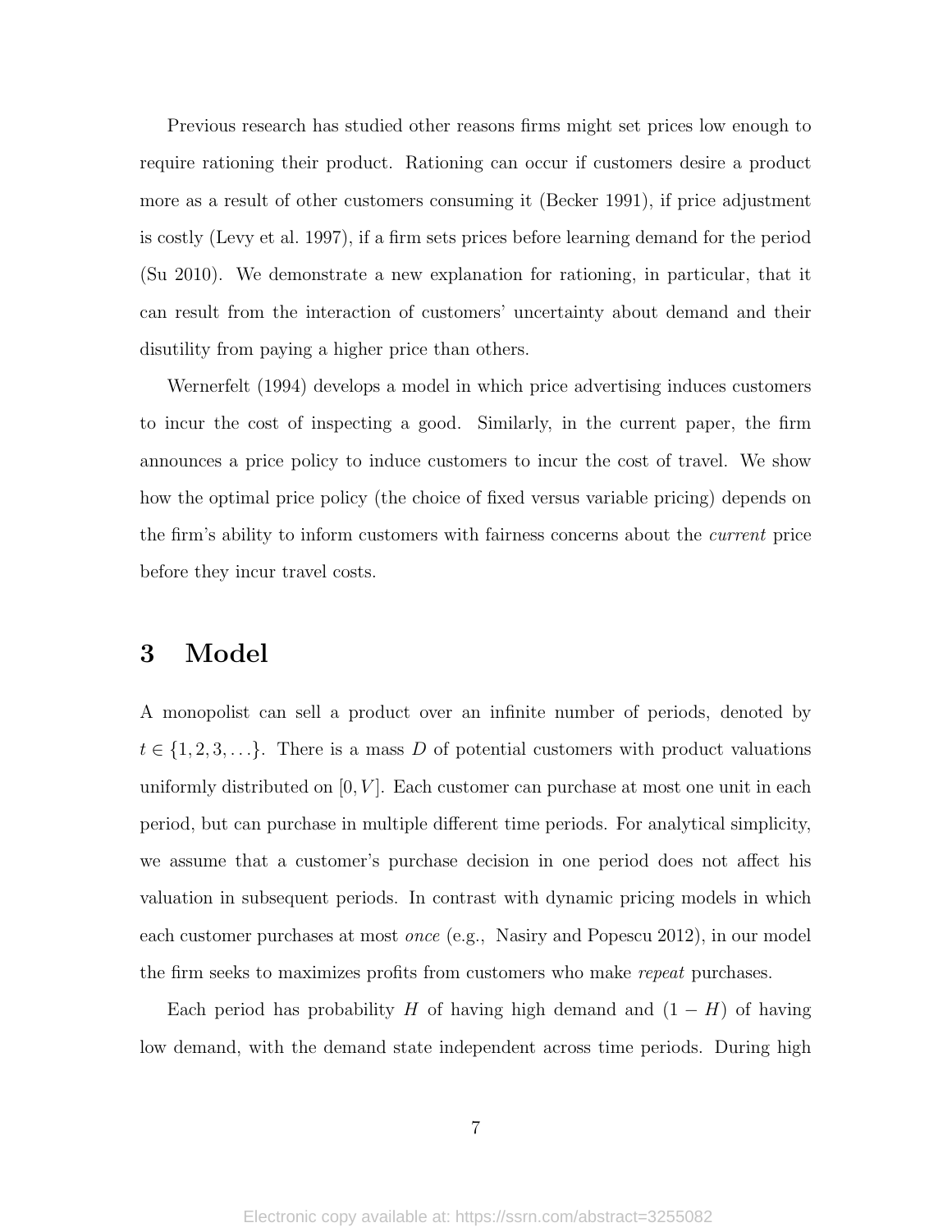Previous research has studied other reasons firms might set prices low enough to require rationing their product. Rationing can occur if customers desire a product more as a result of other customers consuming it (Becker 1991), if price adjustment is costly (Levy et al. 1997), if a firm sets prices before learning demand for the period (Su 2010). We demonstrate a new explanation for rationing, in particular, that it can result from the interaction of customers' uncertainty about demand and their disutility from paying a higher price than others.

Wernerfelt (1994) develops a model in which price advertising induces customers to incur the cost of inspecting a good. Similarly, in the current paper, the firm announces a price policy to induce customers to incur the cost of travel. We show how the optimal price policy (the choice of fixed versus variable pricing) depends on the firm's ability to inform customers with fairness concerns about the *current* price before they incur travel costs.

# 3 Model

A monopolist can sell a product over an infinite number of periods, denoted by $t \in \{1, 2, 3, \ldots\}$. There is a mass $D$ of potential customers with product valuations uniformly distributed on $[0, V]$. Each customer can purchase at most one unit in each period, but can purchase in multiple different time periods. For analytical simplicity, we assume that a customer's purchase decision in one period does not affect his valuation in subsequent periods. In contrast with dynamic pricing models in which each customer purchases at most *once* (e.g., Nasiry and Popescu 2012), in our model the firm seeks to maximizes profits from customers who make *repeat* purchases.

Each period has probability $H$ of having high demand and $(1 - H)$ of having low demand, with the demand state independent across time periods. During high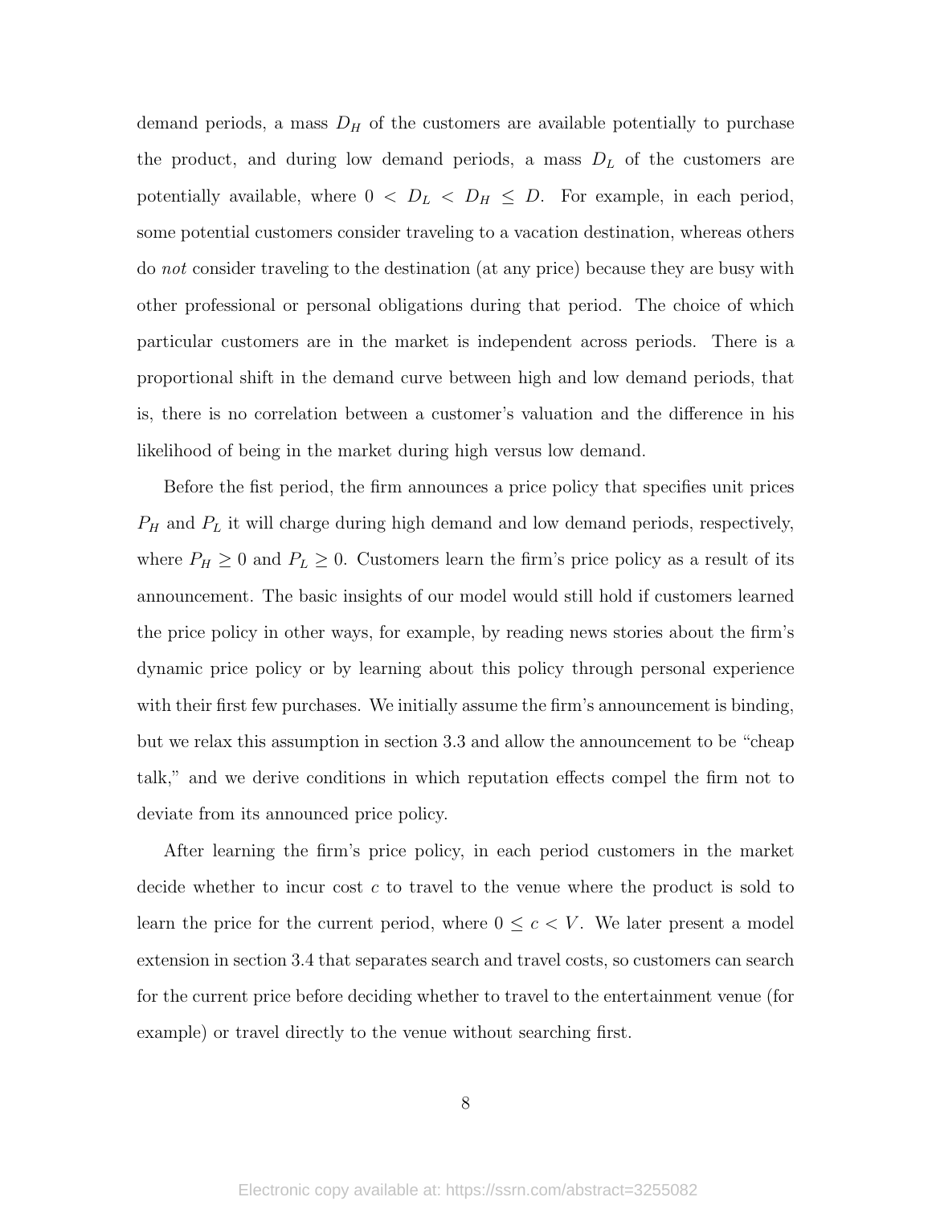demand periods, a mass $D_H$ of the customers are available potentially to purchase the product, and during low demand periods, a mass $D_L$ of the customers are potentially available, where $0 < D_L < D_H \leq D$. For example, in each period, some potential customers consider traveling to a vacation destination, whereas others do *not* consider traveling to the destination (at any price) because they are busy with other professional or personal obligations during that period. The choice of which particular customers are in the market is independent across periods. There is a proportional shift in the demand curve between high and low demand periods, that is, there is no correlation between a customer's valuation and the difference in his likelihood of being in the market during high versus low demand.

Before the fist period, the firm announces a price policy that specifies unit prices $P_H$ and $P_L$ it will charge during high demand and low demand periods, respectively, where $P_H \geq 0$ and $P_L \geq 0$. Customers learn the firm's price policy as a result of its announcement. The basic insights of our model would still hold if customers learned the price policy in other ways, for example, by reading news stories about the firm's dynamic price policy or by learning about this policy through personal experience with their first few purchases. We initially assume the firm's announcement is binding, but we relax this assumption in section 3.3 and allow the announcement to be "cheap talk," and we derive conditions in which reputation effects compel the firm not to deviate from its announced price policy.

After learning the firm's price policy, in each period customers in the market decide whether to incur cost $c$ to travel to the venue where the product is sold to learn the price for the current period, where $0 \leq c < V$. We later present a model extension in section 3.4 that separates search and travel costs, so customers can search for the current price before deciding whether to travel to the entertainment venue (for example) or travel directly to the venue without searching first.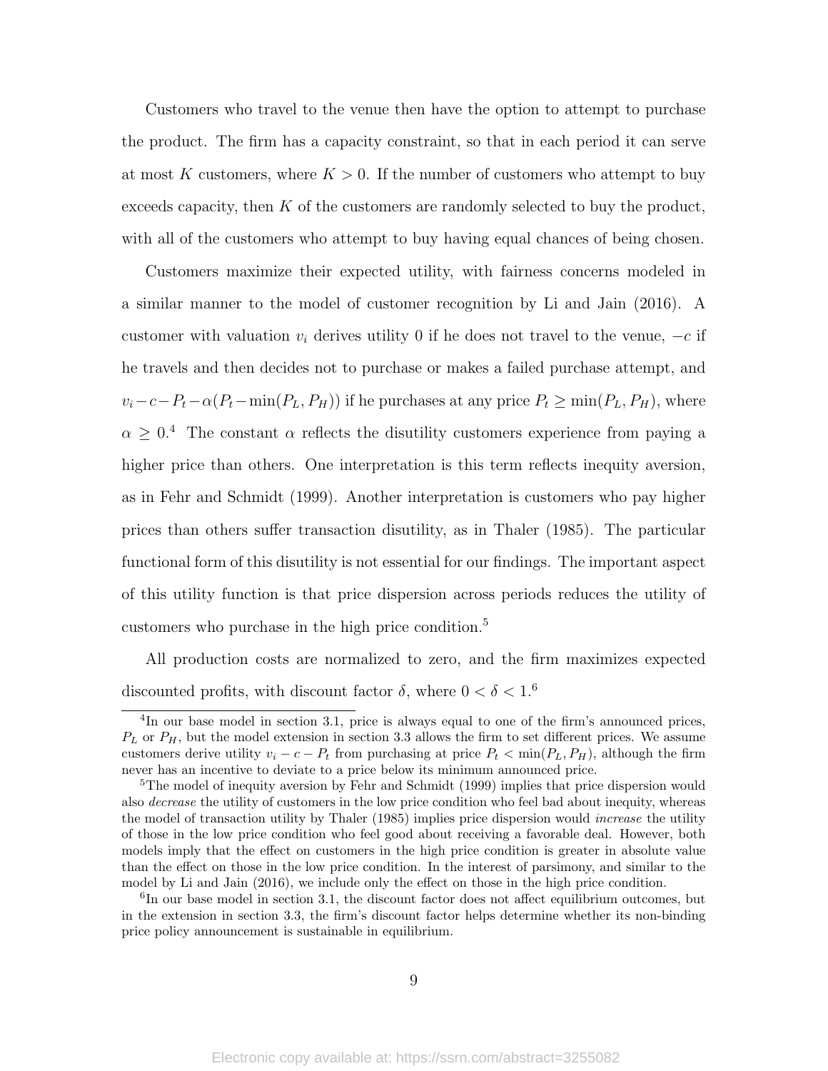Customers who travel to the venue then have the option to attempt to purchase the product. The firm has a capacity constraint, so that in each period it can serve at most $K$ customers, where $K > 0$. If the number of customers who attempt to buy exceeds capacity, then $K$ of the customers are randomly selected to buy the product, with all of the customers who attempt to buy having equal chances of being chosen.

Customers maximize their expected utility, with fairness concerns modeled in a similar manner to the model of customer recognition by Li and Jain (2016). A customer with valuation $v_i$ derives utility 0 if he does not travel to the venue, $-c$ if he travels and then decides not to purchase or makes a failed purchase attempt, and $v_i - c - P_t - \alpha(P_t - \min(P_L, P_H))$ if he purchases at any price $P_t \geq \min(P_L, P_H)$, where $\alpha \geq 0$.[4] The constant $\alpha$ reflects the disutility customers experience from paying a higher price than others. One interpretation is this term reflects inequity aversion, as in Fehr and Schmidt (1999). Another interpretation is customers who pay higher prices than others suffer transaction disutility, as in Thaler (1985). The particular functional form of this disutility is not essential for our findings. The important aspect of this utility function is that price dispersion across periods reduces the utility of customers who purchase in the high price condition.[5]

All production costs are normalized to zero, and the firm maximizes expected discounted profits, with discount factor $\delta$, where $0 < \delta < 1$.[6]

---

[4] In our base model in section 3.1, price is always equal to one of the firm's announced prices, $P_L$ or $P_H$, but the model extension in section 3.3 allows the firm to set different prices. We assume customers derive utility $v_i - c - P_t$ from purchasing at price $P_t < \min(P_L, P_H)$, although the firm never has an incentive to deviate to a price below its minimum announced price.

[5] The model of inequity aversion by Fehr and Schmidt (1999) implies that price dispersion would also *decrease* the utility of customers in the low price condition who feel bad about inequity, whereas the model of transaction utility by Thaler (1985) implies price dispersion would *increase* the utility of those in the low price condition who feel good about receiving a favorable deal. However, both models imply that the effect on customers in the high price condition is greater in absolute value than the effect on those in the low price condition. In the interest of parsimony, and similar to the model by Li and Jain (2016), we include only the effect on those in the high price condition.

[6] In our base model in section 3.1, the discount factor does not affect equilibrium outcomes, but in the extension in section 3.3, the firm's discount factor helps determine whether its non-binding price policy announcement is sustainable in equilibrium.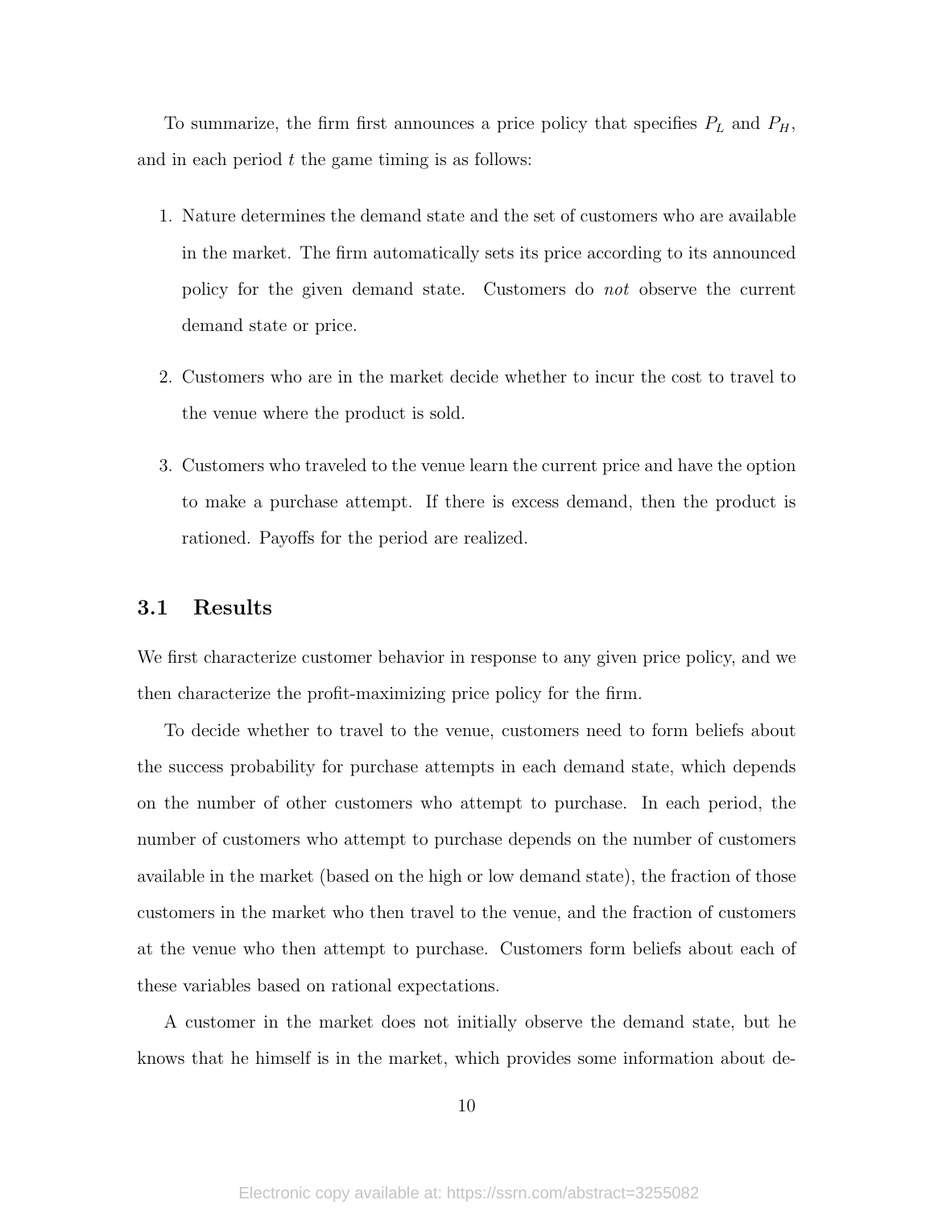To summarize, the firm first announces a price policy that specifies $P_L$ and $P_H$, and in each period $t$ the game timing is as follows:

1. Nature determines the demand state and the set of customers who are available in the market. The firm automatically sets its price according to its announced policy for the given demand state. Customers do *not* observe the current demand state or price.

2. Customers who are in the market decide whether to incur the cost to travel to the venue where the product is sold.

3. Customers who traveled to the venue learn the current price and have the option to make a purchase attempt. If there is excess demand, then the product is rationed. Payoffs for the period are realized.

## 3.1 Results

We first characterize customer behavior in response to any given price policy, and we then characterize the profit-maximizing price policy for the firm.

To decide whether to travel to the venue, customers need to form beliefs about the success probability for purchase attempts in each demand state, which depends on the number of other customers who attempt to purchase. In each period, the number of customers who attempt to purchase depends on the number of customers available in the market (based on the high or low demand state), the fraction of those customers in the market who then travel to the venue, and the fraction of customers at the venue who then attempt to purchase. Customers form beliefs about each of these variables based on rational expectations.

A customer in the market does not initially observe the demand state, but he knows that he himself is in the market, which provides some information about de-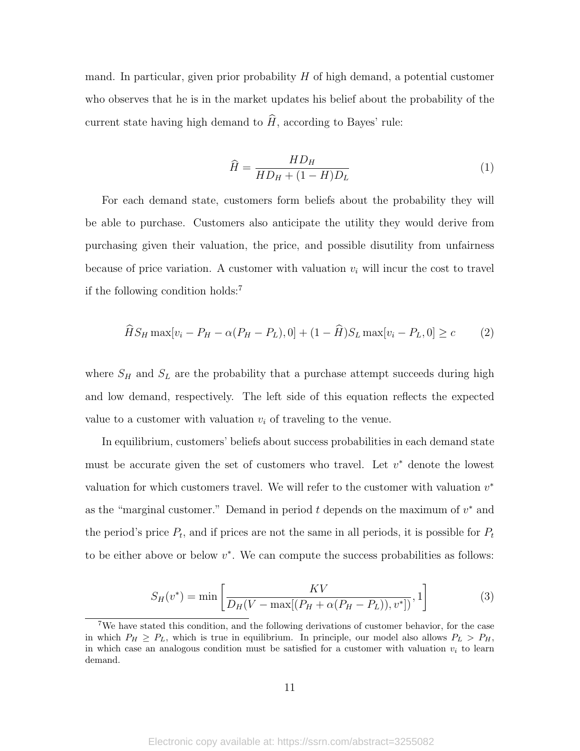mand. In particular, given prior probability $H$ of high demand, a potential customer who observes that he is in the market updates his belief about the probability of the current state having high demand to $\widehat{H}$, according to Bayes' rule:

$$\widehat{H} = \frac{HD_H}{HD_H + (1-H)D_L} \tag{1}$$

For each demand state, customers form beliefs about the probability they will be able to purchase. Customers also anticipate the utility they would derive from purchasing given their valuation, the price, and possible disutility from unfairness because of price variation. A customer with valuation $v_i$ will incur the cost to travel if the following condition holds:[7]

$$\widehat{H}S_H \max[v_i - P_H - \alpha(P_H - P_L), 0] + (1-\widehat{H})S_L \max[v_i - P_L, 0] \geq c \tag{2}$$

where $S_H$ and $S_L$ are the probability that a purchase attempt succeeds during high and low demand, respectively. The left side of this equation reflects the expected value to a customer with valuation $v_i$ of traveling to the venue.

In equilibrium, customers' beliefs about success probabilities in each demand state must be accurate given the set of customers who travel. Let $v^*$ denote the lowest valuation for which customers travel. We will refer to the customer with valuation $v^*$ as the "marginal customer." Demand in period $t$ depends on the maximum of $v^*$ and the period's price $P_t$, and if prices are not the same in all periods, it is possible for $P_t$ to be either above or below $v^*$. We can compute the success probabilities as follows:

$$S_H(v^*) = \min\left[\frac{KV}{D_H(V - \max[(P_H + \alpha(P_H - P_L)), v^*])}, 1\right] \tag{3}$$

[7] We have stated this condition, and the following derivations of customer behavior, for the case in which $P_H \geq P_L$, which is true in equilibrium. In principle, our model also allows $P_L > P_H$, in which case an analogous condition must be satisfied for a customer with valuation $v_i$ to learn demand.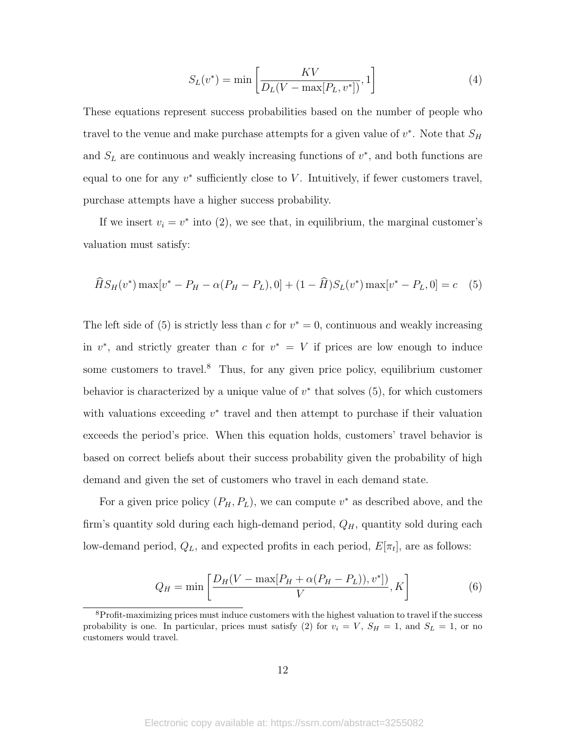$$S_L(v^*) = \min\left[\frac{KV}{D_L(V - \max[P_L, v^*])}, 1\right] \tag{4}$$

These equations represent success probabilities based on the number of people who travel to the venue and make purchase attempts for a given value of $v^*$. Note that $S_H$ and $S_L$ are continuous and weakly increasing functions of $v^*$, and both functions are equal to one for any $v^*$ sufficiently close to $V$. Intuitively, if fewer customers travel, purchase attempts have a higher success probability.

If we insert $v_i = v^*$ into (2), we see that, in equilibrium, the marginal customer's valuation must satisfy:

$$\widehat{H} S_H(v^*) \max[v^* - P_H - \alpha(P_H - P_L), 0] + (1 - \widehat{H}) S_L(v^*) \max[v^* - P_L, 0] = c \tag{5}$$

The left side of (5) is strictly less than $c$ for $v^* = 0$, continuous and weakly increasing in $v^*$, and strictly greater than $c$ for $v^* = V$ if prices are low enough to induce some customers to travel.[8] Thus, for any given price policy, equilibrium customer behavior is characterized by a unique value of $v^*$ that solves (5), for which customers with valuations exceeding $v^*$ travel and then attempt to purchase if their valuation exceeds the period's price. When this equation holds, customers' travel behavior is based on correct beliefs about their success probability given the probability of high demand and given the set of customers who travel in each demand state.

For a given price policy $(P_H, P_L)$, we can compute $v^*$ as described above, and the firm's quantity sold during each high-demand period, $Q_H$, quantity sold during each low-demand period, $Q_L$, and expected profits in each period, $E[\pi_t]$, are as follows:

$$Q_H = \min\left[\frac{D_H(V - \max[P_H + \alpha(P_H - P_L)), v^*])}{V}, K\right] \tag{6}$$

[8] Profit-maximizing prices must induce customers with the highest valuation to travel if the success probability is one. In particular, prices must satisfy (2) for $v_i = V$, $S_H = 1$, and $S_L = 1$, or no customers would travel.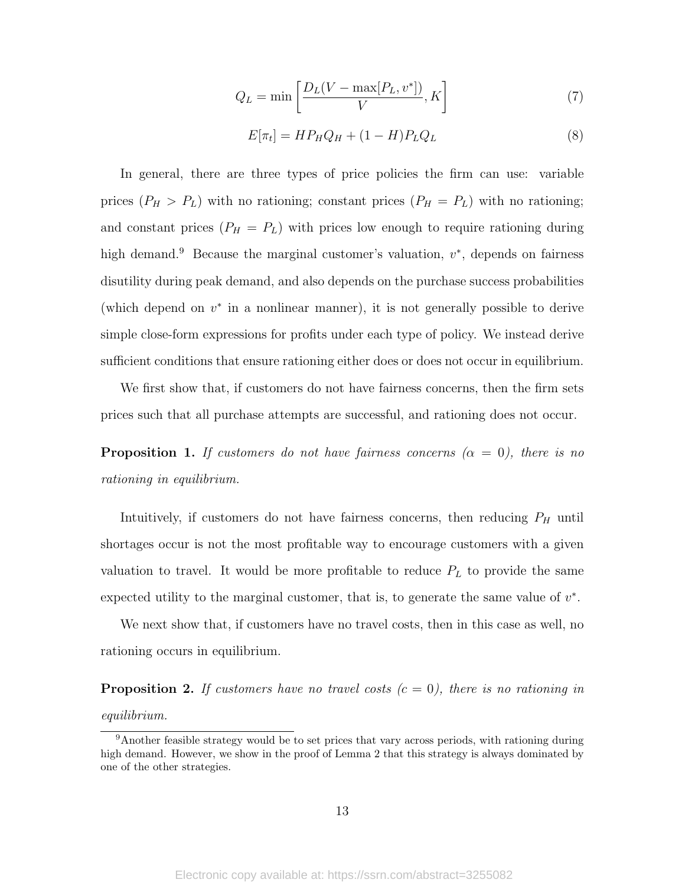$$Q_L = \min\left[\frac{D_L(V - \max[P_L, v^*])}{V}, K\right] \tag{7}$$

$$E[\pi_t] = HP_H Q_H + (1 - H)P_L Q_L \tag{8}$$

In general, there are three types of price policies the firm can use: variable prices ($P_H > P_L$) with no rationing; constant prices ($P_H = P_L$) with no rationing; and constant prices ($P_H = P_L$) with prices low enough to require rationing during high demand.[9] Because the marginal customer's valuation, $v^*$, depends on fairness disutility during peak demand, and also depends on the purchase success probabilities (which depend on $v^*$ in a nonlinear manner), it is not generally possible to derive simple close-form expressions for profits under each type of policy. We instead derive sufficient conditions that ensure rationing either does or does not occur in equilibrium.

We first show that, if customers do not have fairness concerns, then the firm sets prices such that all purchase attempts are successful, and rationing does not occur.

**Proposition 1.** *If customers do not have fairness concerns ($\alpha = 0$), there is no rationing in equilibrium.*

Intuitively, if customers do not have fairness concerns, then reducing $P_H$ until shortages occur is not the most profitable way to encourage customers with a given valuation to travel. It would be more profitable to reduce $P_L$ to provide the same expected utility to the marginal customer, that is, to generate the same value of $v^*$.

We next show that, if customers have no travel costs, then in this case as well, no rationing occurs in equilibrium.

**Proposition 2.** *If customers have no travel costs ($c = 0$), there is no rationing in equilibrium.*

[9] Another feasible strategy would be to set prices that vary across periods, with rationing during high demand. However, we show in the proof of Lemma 2 that this strategy is always dominated by one of the other strategies.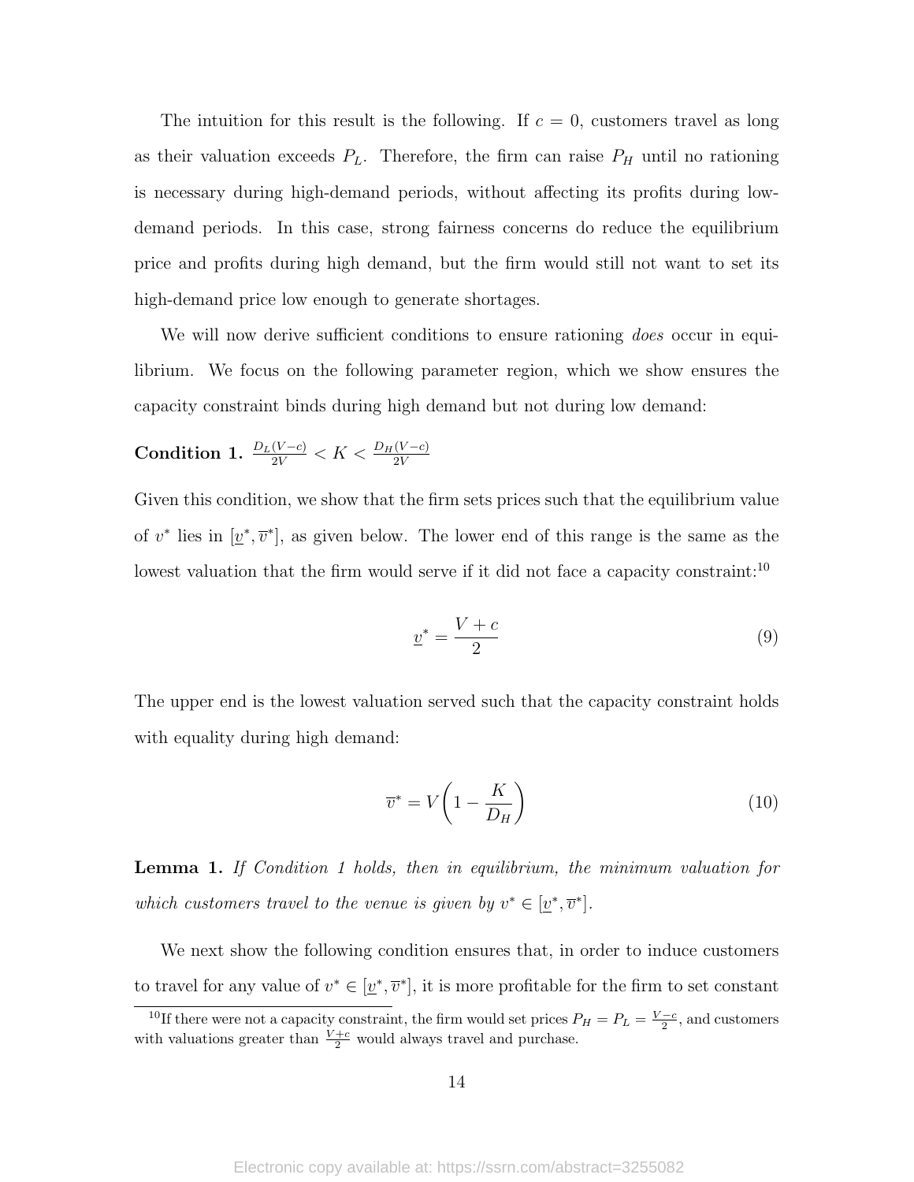The intuition for this result is the following. If $c = 0$, customers travel as long as their valuation exceeds $P_L$. Therefore, the firm can raise $P_H$ until no rationing is necessary during high-demand periods, without affecting its profits during low-demand periods. In this case, strong fairness concerns do reduce the equilibrium price and profits during high demand, but the firm would still not want to set its high-demand price low enough to generate shortages.

We will now derive sufficient conditions to ensure rationing *does* occur in equilibrium. We focus on the following parameter region, which we show ensures the capacity constraint binds during high demand but not during low demand:

**Condition 1.** $\frac{D_L(V-c)}{2V} < K < \frac{D_H(V-c)}{2V}$

Given this condition, we show that the firm sets prices such that the equilibrium value of $v^*$ lies in $[\underline{v}^*, \overline{v}^*]$, as given below. The lower end of this range is the same as the lowest valuation that the firm would serve if it did not face a capacity constraint:[10]

$$\underline{v}^* = \frac{V+c}{2} \tag{9}$$

The upper end is the lowest valuation served such that the capacity constraint holds with equality during high demand:

$$\overline{v}^* = V\left(1 - \frac{K}{D_H}\right) \tag{10}$$

**Lemma 1.** *If Condition 1 holds, then in equilibrium, the minimum valuation for which customers travel to the venue is given by* $v^* \in [\underline{v}^*, \overline{v}^*]$.

We next show the following condition ensures that, in order to induce customers to travel for any value of $v^* \in [\underline{v}^*, \overline{v}^*]$, it is more profitable for the firm to set constant

[10]If there were not a capacity constraint, the firm would set prices $P_H = P_L = \frac{V-c}{2}$, and customers with valuations greater than $\frac{V+c}{2}$ would always travel and purchase.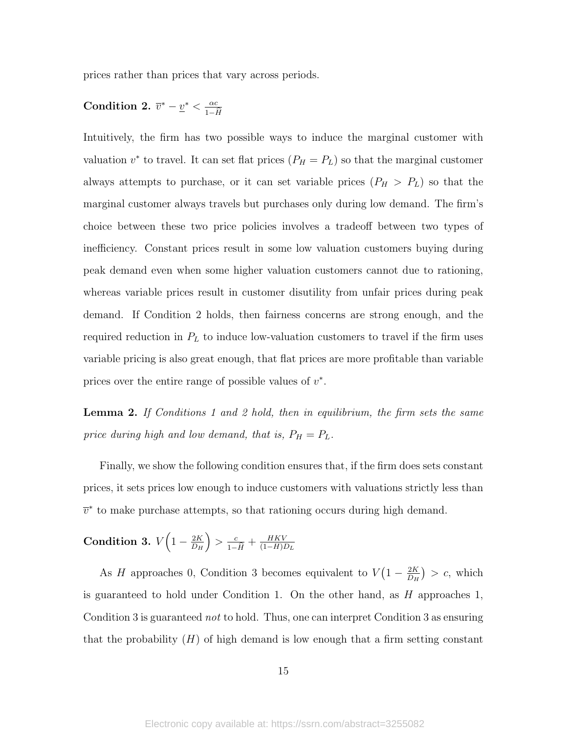prices rather than prices that vary across periods.

**Condition 2.** $\overline{v}^* - \underline{v}^* < \frac{\alpha c}{1-\widehat{H}}$

Intuitively, the firm has two possible ways to induce the marginal customer with valuation $v^*$ to travel. It can set flat prices ($P_H = P_L$) so that the marginal customer always attempts to purchase, or it can set variable prices ($P_H > P_L$) so that the marginal customer always travels but purchases only during low demand. The firm's choice between these two price policies involves a tradeoff between two types of inefficiency. Constant prices result in some low valuation customers buying during peak demand even when some higher valuation customers cannot due to rationing, whereas variable prices result in customer disutility from unfair prices during peak demand. If Condition 2 holds, then fairness concerns are strong enough, and the required reduction in $P_L$ to induce low-valuation customers to travel if the firm uses variable pricing is also great enough, that flat prices are more profitable than variable prices over the entire range of possible values of $v^*$.

**Lemma 2.** *If Conditions 1 and 2 hold, then in equilibrium, the firm sets the same price during high and low demand, that is, $P_H = P_L$.*

Finally, we show the following condition ensures that, if the firm does sets constant prices, it sets prices low enough to induce customers with valuations strictly less than $\overline{v}^*$ to make purchase attempts, so that rationing occurs during high demand.

**Condition 3.** $V\Big(1 - \frac{2K}{D_H}\Big) > \frac{c}{1-\widehat{H}} + \frac{HKV}{(1-H)D_L}$

As $H$ approaches 0, Condition 3 becomes equivalent to $V\big(1 - \frac{2K}{D_H}\big) > c$, which is guaranteed to hold under Condition 1. On the other hand, as $H$ approaches 1, Condition 3 is guaranteed *not* to hold. Thus, one can interpret Condition 3 as ensuring that the probability ($H$) of high demand is low enough that a firm setting constant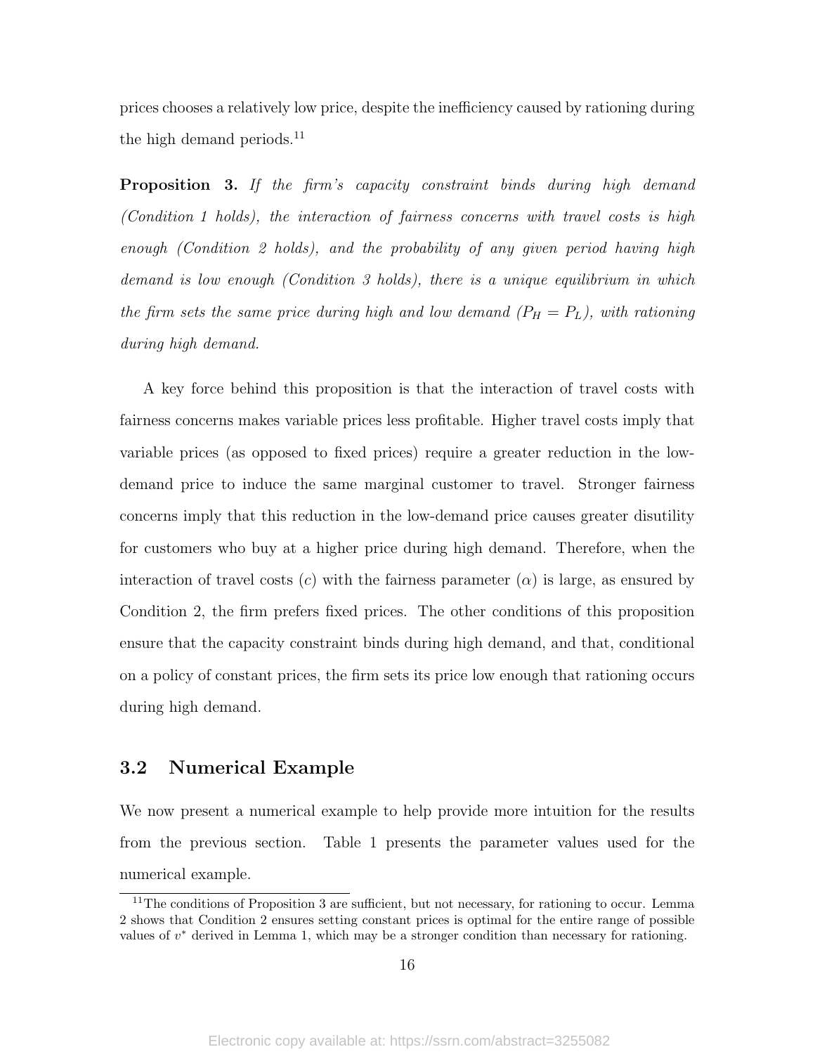prices chooses a relatively low price, despite the inefficiency caused by rationing during the high demand periods.[11]

**Proposition 3.** *If the firm's capacity constraint binds during high demand (Condition 1 holds), the interaction of fairness concerns with travel costs is high enough (Condition 2 holds), and the probability of any given period having high demand is low enough (Condition 3 holds), there is a unique equilibrium in which the firm sets the same price during high and low demand ($P_H = P_L$), with rationing during high demand.*

A key force behind this proposition is that the interaction of travel costs with fairness concerns makes variable prices less profitable. Higher travel costs imply that variable prices (as opposed to fixed prices) require a greater reduction in the low-demand price to induce the same marginal customer to travel. Stronger fairness concerns imply that this reduction in the low-demand price causes greater disutility for customers who buy at a higher price during high demand. Therefore, when the interaction of travel costs ($c$) with the fairness parameter ($\alpha$) is large, as ensured by Condition 2, the firm prefers fixed prices. The other conditions of this proposition ensure that the capacity constraint binds during high demand, and that, conditional on a policy of constant prices, the firm sets its price low enough that rationing occurs during high demand.

## 3.2 Numerical Example

We now present a numerical example to help provide more intuition for the results from the previous section. Table 1 presents the parameter values used for the numerical example.

[11] The conditions of Proposition 3 are sufficient, but not necessary, for rationing to occur. Lemma 2 shows that Condition 2 ensures setting constant prices is optimal for the entire range of possible values of $v^*$ derived in Lemma 1, which may be a stronger condition than necessary for rationing.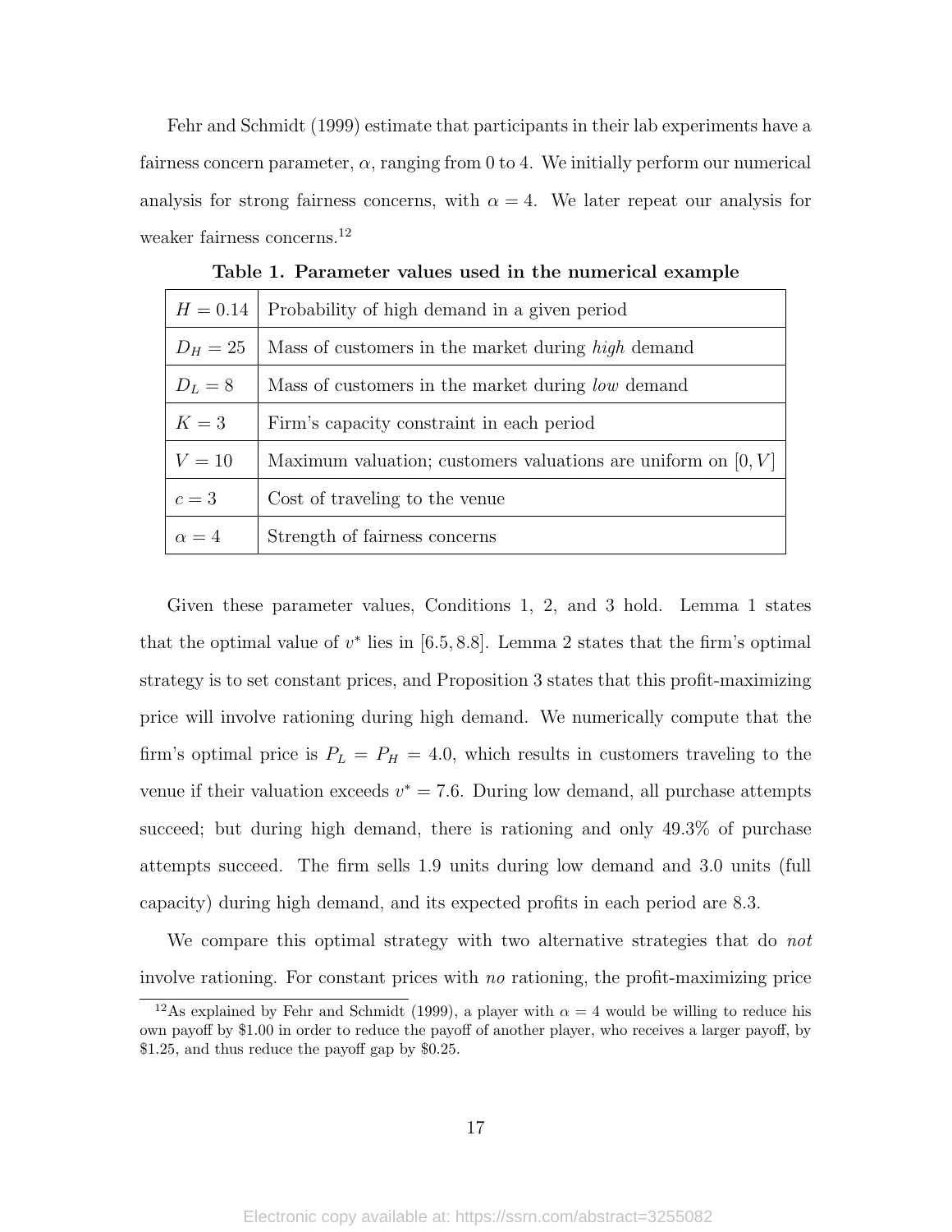Fehr and Schmidt (1999) estimate that participants in their lab experiments have a fairness concern parameter, $\alpha$, ranging from 0 to 4. We initially perform our numerical analysis for strong fairness concerns, with $\alpha = 4$. We later repeat our analysis for weaker fairness concerns.[12]

**Table 1. Parameter values used in the numerical example**

| | |
|---|---|
| $H = 0.14$ | Probability of high demand in a given period |
| $D_H = 25$ | Mass of customers in the market during *high* demand |
| $D_L = 8$ | Mass of customers in the market during *low* demand |
| $K = 3$ | Firm's capacity constraint in each period |
| $V = 10$ | Maximum valuation; customers valuations are uniform on $[0, V]$ |
| $c = 3$ | Cost of traveling to the venue |
| $\alpha = 4$ | Strength of fairness concerns |

Given these parameter values, Conditions 1, 2, and 3 hold. Lemma 1 states that the optimal value of $v^*$ lies in $[6.5, 8.8]$. Lemma 2 states that the firm's optimal strategy is to set constant prices, and Proposition 3 states that this profit-maximizing price will involve rationing during high demand. We numerically compute that the firm's optimal price is $P_L = P_H = 4.0$, which results in customers traveling to the venue if their valuation exceeds $v^* = 7.6$. During low demand, all purchase attempts succeed; but during high demand, there is rationing and only 49.3% of purchase attempts succeed. The firm sells 1.9 units during low demand and 3.0 units (full capacity) during high demand, and its expected profits in each period are 8.3.

We compare this optimal strategy with two alternative strategies that do *not* involve rationing. For constant prices with *no* rationing, the profit-maximizing price

[12] As explained by Fehr and Schmidt (1999), a player with $\alpha = 4$ would be willing to reduce his own payoff by \$1.00 in order to reduce the payoff of another player, who receives a larger payoff, by \$1.25, and thus reduce the payoff gap by \$0.25.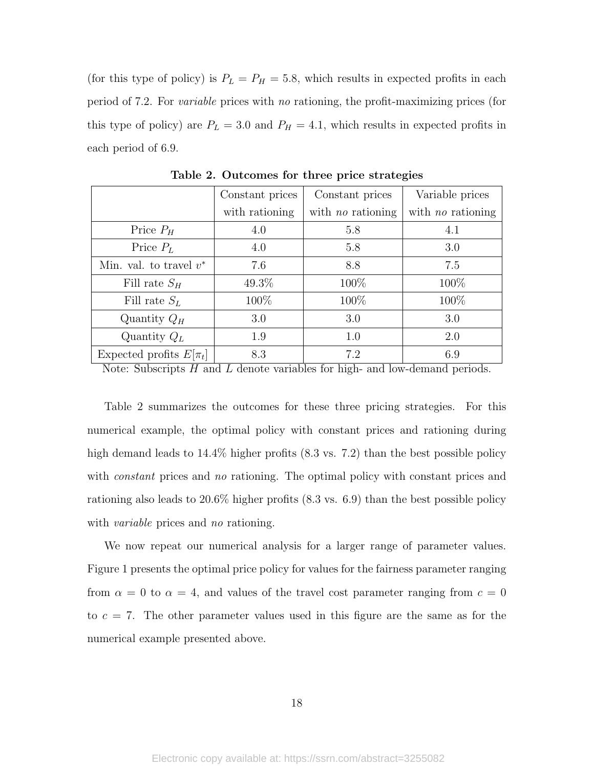(for this type of policy) is $P_L = P_H = 5.8$, which results in expected profits in each period of 7.2. For *variable* prices with *no* rationing, the profit-maximizing prices (for this type of policy) are $P_L = 3.0$ and $P_H = 4.1$, which results in expected profits in each period of 6.9.

**Table 2. Outcomes for three price strategies**

| | Constant prices with rationing | Constant prices with *no* rationing | Variable prices with *no* rationing |
|---|---|---|---|
| Price $P_H$ | 4.0 | 5.8 | 4.1 |
| Price $P_L$ | 4.0 | 5.8 | 3.0 |
| Min. val. to travel $v^*$ | 7.6 | 8.8 | 7.5 |
| Fill rate $S_H$ | 49.3% | 100% | 100% |
| Fill rate $S_L$ | 100% | 100% | 100% |
| Quantity $Q_H$ | 3.0 | 3.0 | 3.0 |
| Quantity $Q_L$ | 1.9 | 1.0 | 2.0 |
| Expected profits $E[\pi_t]$ | 8.3 | 7.2 | 6.9 |

Note: Subscripts $H$ and $L$ denote variables for high- and low-demand periods.

Table 2 summarizes the outcomes for these three pricing strategies. For this numerical example, the optimal policy with constant prices and rationing during high demand leads to 14.4% higher profits (8.3 vs. 7.2) than the best possible policy with *constant* prices and *no* rationing. The optimal policy with constant prices and rationing also leads to 20.6% higher profits (8.3 vs. 6.9) than the best possible policy with *variable* prices and *no* rationing.

We now repeat our numerical analysis for a larger range of parameter values. Figure 1 presents the optimal price policy for values for the fairness parameter ranging from $\alpha = 0$ to $\alpha = 4$, and values of the travel cost parameter ranging from $c = 0$ to $c = 7$. The other parameter values used in this figure are the same as for the numerical example presented above.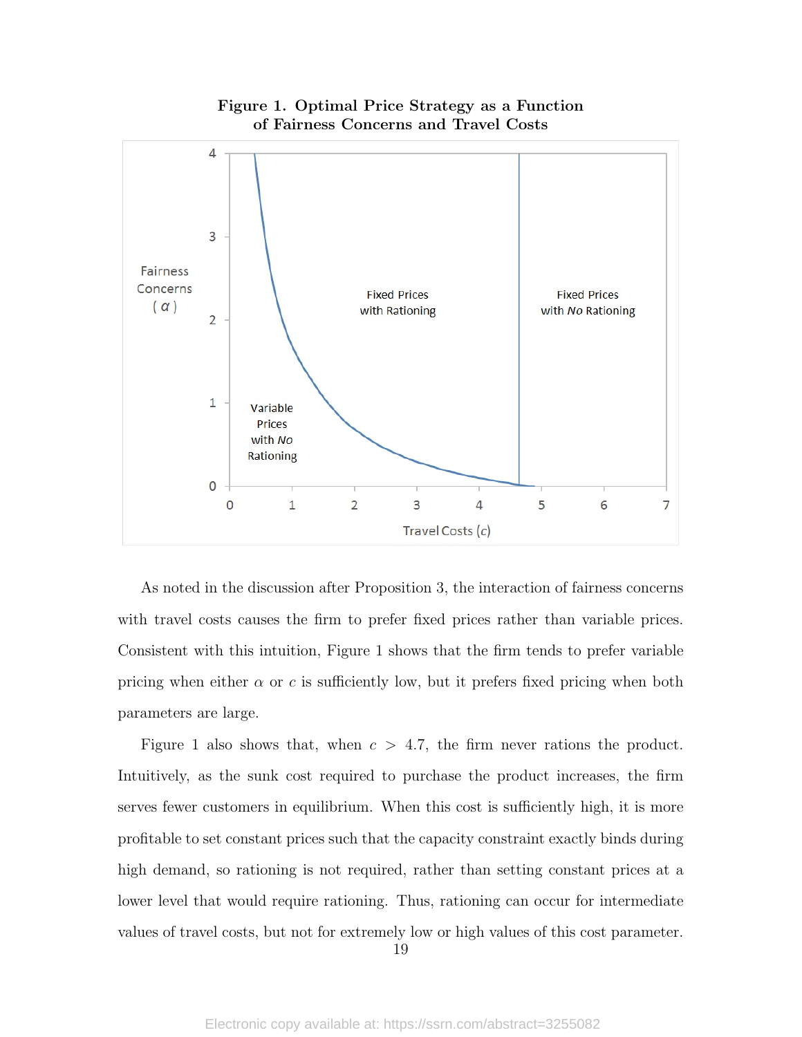**Figure 1. Optimal Price Strategy as a Function of Fairness Concerns and Travel Costs**

As noted in the discussion after Proposition 3, the interaction of fairness concerns with travel costs causes the firm to prefer fixed prices rather than variable prices. Consistent with this intuition, Figure 1 shows that the firm tends to prefer variable pricing when either $\alpha$ or $c$ is sufficiently low, but it prefers fixed pricing when both parameters are large.

Figure 1 also shows that, when $c > 4.7$, the firm never rations the product. Intuitively, as the sunk cost required to purchase the product increases, the firm serves fewer customers in equilibrium. When this cost is sufficiently high, it is more profitable to set constant prices such that the capacity constraint exactly binds during high demand, so rationing is not required, rather than setting constant prices at a lower level that would require rationing. Thus, rationing can occur for intermediate values of travel costs, but not for extremely low or high values of this cost parameter.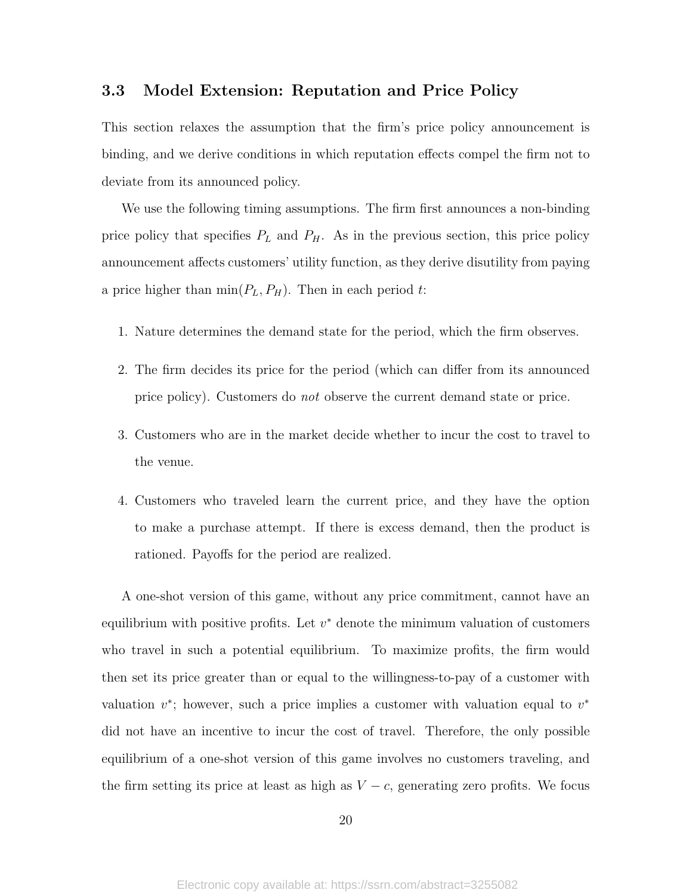## 3.3 Model Extension: Reputation and Price Policy

This section relaxes the assumption that the firm's price policy announcement is binding, and we derive conditions in which reputation effects compel the firm not to deviate from its announced policy.

We use the following timing assumptions. The firm first announces a non-binding price policy that specifies $P_L$ and $P_H$. As in the previous section, this price policy announcement affects customers' utility function, as they derive disutility from paying a price higher than $\min(P_L, P_H)$. Then in each period $t$:

1. Nature determines the demand state for the period, which the firm observes.
2. The firm decides its price for the period (which can differ from its announced price policy). Customers do *not* observe the current demand state or price.
3. Customers who are in the market decide whether to incur the cost to travel to the venue.
4. Customers who traveled learn the current price, and they have the option to make a purchase attempt. If there is excess demand, then the product is rationed. Payoffs for the period are realized.

A one-shot version of this game, without any price commitment, cannot have an equilibrium with positive profits. Let $v^*$ denote the minimum valuation of customers who travel in such a potential equilibrium. To maximize profits, the firm would then set its price greater than or equal to the willingness-to-pay of a customer with valuation $v^*$; however, such a price implies a customer with valuation equal to $v^*$ did not have an incentive to incur the cost of travel. Therefore, the only possible equilibrium of a one-shot version of this game involves no customers traveling, and the firm setting its price at least as high as $V - c$, generating zero profits. We focus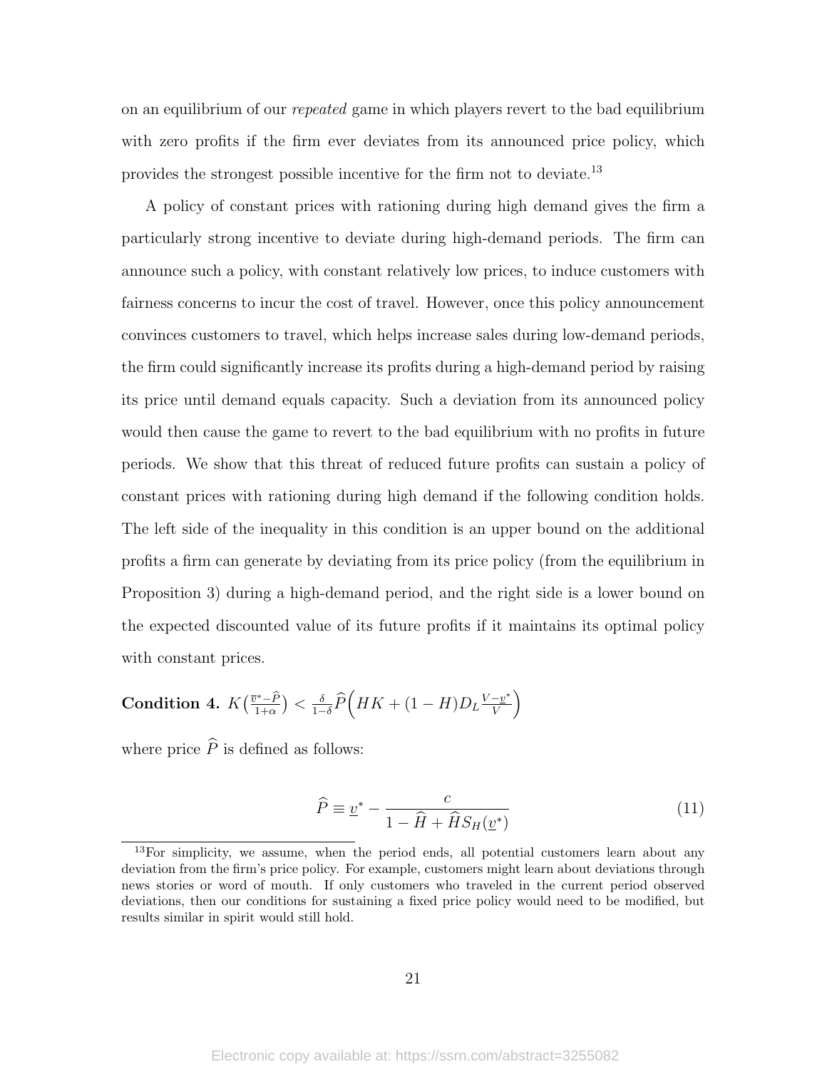on an equilibrium of our *repeated* game in which players revert to the bad equilibrium with zero profits if the firm ever deviates from its announced price policy, which provides the strongest possible incentive for the firm not to deviate.[13]

A policy of constant prices with rationing during high demand gives the firm a particularly strong incentive to deviate during high-demand periods. The firm can announce such a policy, with constant relatively low prices, to induce customers with fairness concerns to incur the cost of travel. However, once this policy announcement convinces customers to travel, which helps increase sales during low-demand periods, the firm could significantly increase its profits during a high-demand period by raising its price until demand equals capacity. Such a deviation from its announced policy would then cause the game to revert to the bad equilibrium with no profits in future periods. We show that this threat of reduced future profits can sustain a policy of constant prices with rationing during high demand if the following condition holds. The left side of the inequality in this condition is an upper bound on the additional profits a firm can generate by deviating from its price policy (from the equilibrium in Proposition 3) during a high-demand period, and the right side is a lower bound on the expected discounted value of its future profits if it maintains its optimal policy with constant prices.

**Condition 4.** $K\left(\frac{\overline{v}^{*}-\widehat{P}}{1+\alpha}\right) < \frac{\delta}{1-\delta}\widehat{P}\left(HK + (1-H)D_L\frac{V-\underline{v}^{*}}{V}\right)$

where price $\widehat{P}$ is defined as follows:

$$\widehat{P} \equiv \underline{v}^{*} - \frac{c}{1-\widehat{H}+\widehat{H}S_H(\underline{v}^{*})} \tag{11}$$

[13] For simplicity, we assume, when the period ends, all potential customers learn about any deviation from the firm's price policy. For example, customers might learn about deviations through news stories or word of mouth. If only customers who traveled in the current period observed deviations, then our conditions for sustaining a fixed price policy would need to be modified, but results similar in spirit would still hold.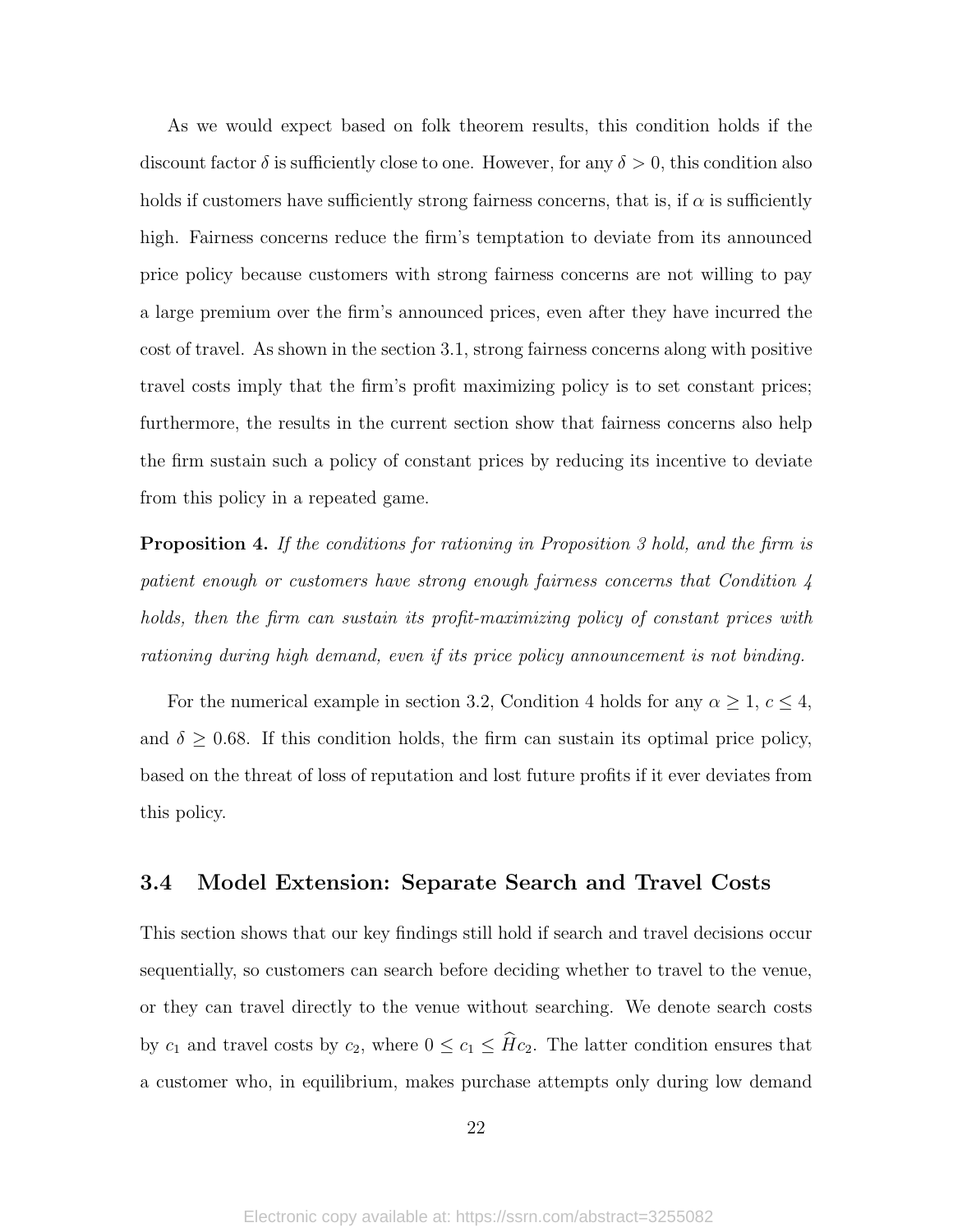As we would expect based on folk theorem results, this condition holds if the discount factor $\delta$ is sufficiently close to one. However, for any $\delta > 0$, this condition also holds if customers have sufficiently strong fairness concerns, that is, if $\alpha$ is sufficiently high. Fairness concerns reduce the firm's temptation to deviate from its announced price policy because customers with strong fairness concerns are not willing to pay a large premium over the firm's announced prices, even after they have incurred the cost of travel. As shown in the section 3.1, strong fairness concerns along with positive travel costs imply that the firm's profit maximizing policy is to set constant prices; furthermore, the results in the current section show that fairness concerns also help the firm sustain such a policy of constant prices by reducing its incentive to deviate from this policy in a repeated game.

**Proposition 4.** *If the conditions for rationing in Proposition 3 hold, and the firm is patient enough or customers have strong enough fairness concerns that Condition 4 holds, then the firm can sustain its profit-maximizing policy of constant prices with rationing during high demand, even if its price policy announcement is not binding.*

For the numerical example in section 3.2, Condition 4 holds for any $\alpha \geq 1$, $c \leq 4$, and $\delta \geq 0.68$. If this condition holds, the firm can sustain its optimal price policy, based on the threat of loss of reputation and lost future profits if it ever deviates from this policy.

### 3.4 Model Extension: Separate Search and Travel Costs

This section shows that our key findings still hold if search and travel decisions occur sequentially, so customers can search before deciding whether to travel to the venue, or they can travel directly to the venue without searching. We denote search costs by $c_1$ and travel costs by $c_2$, where $0 \leq c_1 \leq \widehat{H}c_2$. The latter condition ensures that a customer who, in equilibrium, makes purchase attempts only during low demand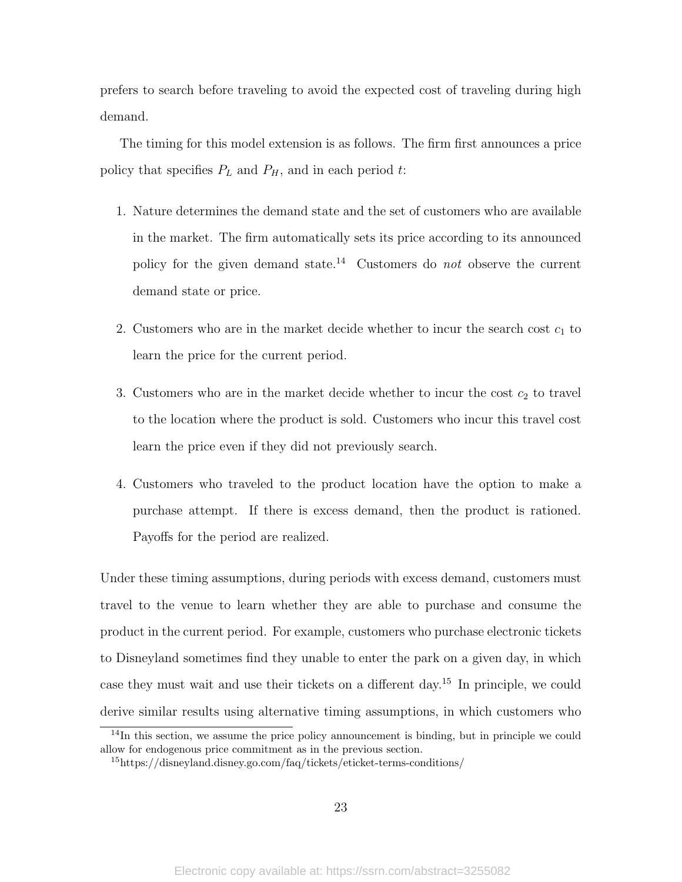prefers to search before traveling to avoid the expected cost of traveling during high demand.

The timing for this model extension is as follows. The firm first announces a price policy that specifies $P_L$ and $P_H$, and in each period $t$:

1. Nature determines the demand state and the set of customers who are available in the market. The firm automatically sets its price according to its announced policy for the given demand state.[14] Customers do *not* observe the current demand state or price.
2. Customers who are in the market decide whether to incur the search cost $c_1$ to learn the price for the current period.
3. Customers who are in the market decide whether to incur the cost $c_2$ to travel to the location where the product is sold. Customers who incur this travel cost learn the price even if they did not previously search.
4. Customers who traveled to the product location have the option to make a purchase attempt. If there is excess demand, then the product is rationed. Payoffs for the period are realized.

Under these timing assumptions, during periods with excess demand, customers must travel to the venue to learn whether they are able to purchase and consume the product in the current period. For example, customers who purchase electronic tickets to Disneyland sometimes find they unable to enter the park on a given day, in which case they must wait and use their tickets on a different day.[15] In principle, we could derive similar results using alternative timing assumptions, in which customers who

[14] In this section, we assume the price policy announcement is binding, but in principle we could allow for endogenous price commitment as in the previous section.

[15] https://disneyland.disney.go.com/faq/tickets/eticket-terms-conditions/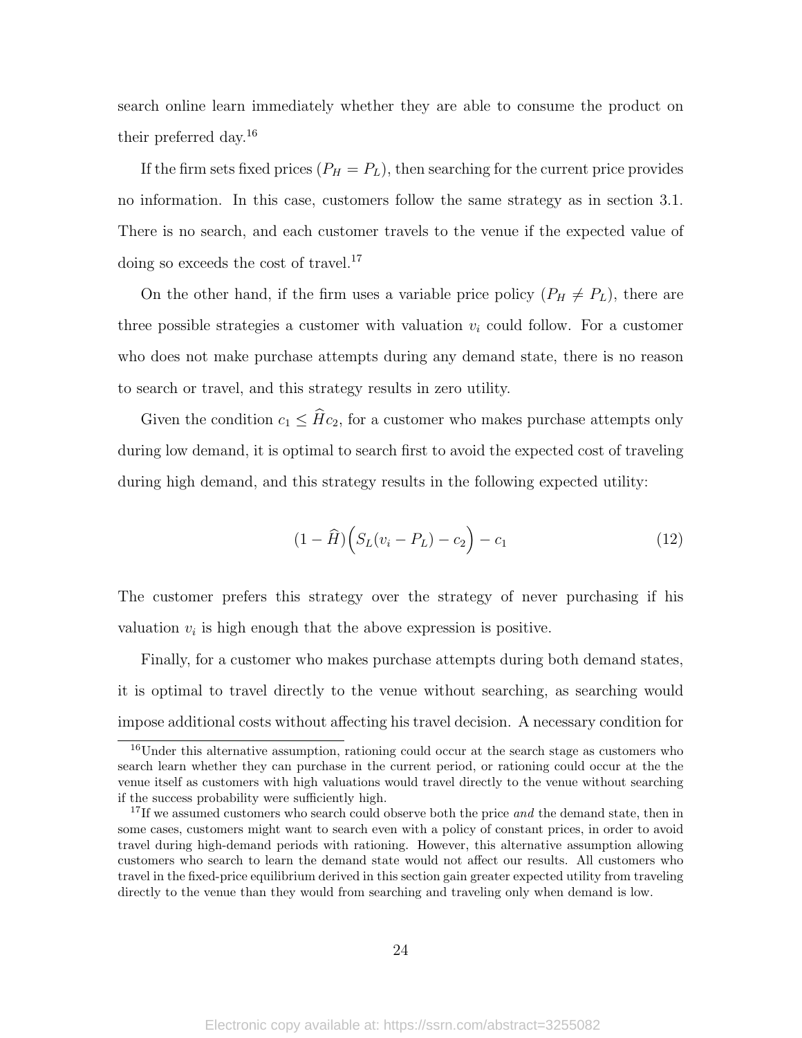search online learn immediately whether they are able to consume the product on their preferred day.[16]

If the firm sets fixed prices ($P_H = P_L$), then searching for the current price provides no information. In this case, customers follow the same strategy as in section 3.1. There is no search, and each customer travels to the venue if the expected value of doing so exceeds the cost of travel.[17]

On the other hand, if the firm uses a variable price policy ($P_H \neq P_L$), there are three possible strategies a customer with valuation $v_i$ could follow. For a customer who does not make purchase attempts during any demand state, there is no reason to search or travel, and this strategy results in zero utility.

Given the condition $c_1 \leq \widehat{H}c_2$, for a customer who makes purchase attempts only during low demand, it is optimal to search first to avoid the expected cost of traveling during high demand, and this strategy results in the following expected utility:

$$(1 - \widehat{H})\Big(S_L(v_i - P_L) - c_2\Big) - c_1 \tag{12}$$

The customer prefers this strategy over the strategy of never purchasing if his valuation $v_i$ is high enough that the above expression is positive.

Finally, for a customer who makes purchase attempts during both demand states, it is optimal to travel directly to the venue without searching, as searching would impose additional costs without affecting his travel decision. A necessary condition for

[16] Under this alternative assumption, rationing could occur at the search stage as customers who search learn whether they can purchase in the current period, or rationing could occur at the the venue itself as customers with high valuations would travel directly to the venue without searching if the success probability were sufficiently high.

[17] If we assumed customers who search could observe both the price *and* the demand state, then in some cases, customers might want to search even with a policy of constant prices, in order to avoid travel during high-demand periods with rationing. However, this alternative assumption allowing customers who search to learn the demand state would not affect our results. All customers who travel in the fixed-price equilibrium derived in this section gain greater expected utility from traveling directly to the venue than they would from searching and traveling only when demand is low.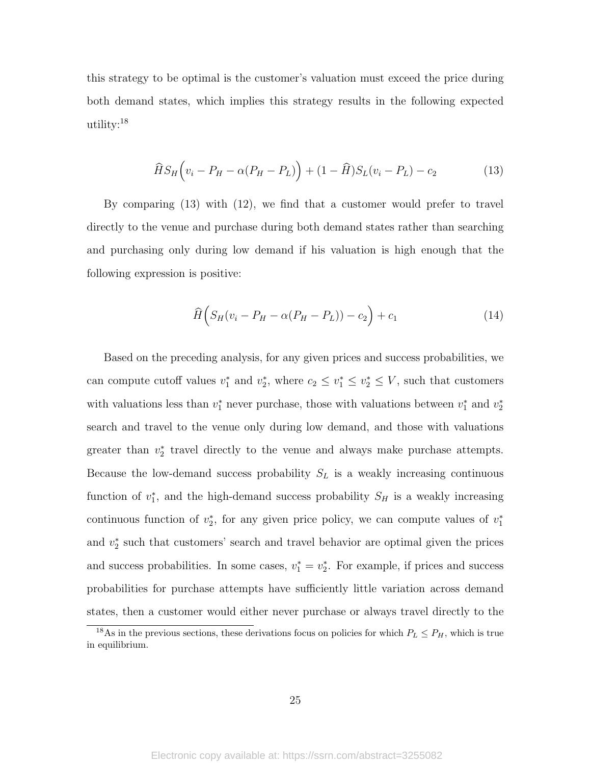this strategy to be optimal is the customer's valuation must exceed the price during both demand states, which implies this strategy results in the following expected utility:[18]

$$\widehat{H} S_H \Big( v_i - P_H - \alpha (P_H - P_L) \Big) + (1 - \widehat{H}) S_L (v_i - P_L) - c_2 \tag{13}$$

By comparing (13) with (12), we find that a customer would prefer to travel directly to the venue and purchase during both demand states rather than searching and purchasing only during low demand if his valuation is high enough that the following expression is positive:

$$\widehat{H} \Big( S_H (v_i - P_H - \alpha (P_H - P_L)) - c_2 \Big) + c_1 \tag{14}$$

Based on the preceding analysis, for any given prices and success probabilities, we can compute cutoff values $v_1^*$ and $v_2^*$, where $c_2 \leq v_1^* \leq v_2^* \leq V$, such that customers with valuations less than $v_1^*$ never purchase, those with valuations between $v_1^*$ and $v_2^*$ search and travel to the venue only during low demand, and those with valuations greater than $v_2^*$ travel directly to the venue and always make purchase attempts. Because the low-demand success probability $S_L$ is a weakly increasing continuous function of $v_1^*$, and the high-demand success probability $S_H$ is a weakly increasing continuous function of $v_2^*$, for any given price policy, we can compute values of $v_1^*$ and $v_2^*$ such that customers' search and travel behavior are optimal given the prices and success probabilities. In some cases, $v_1^* = v_2^*$. For example, if prices and success probabilities for purchase attempts have sufficiently little variation across demand states, then a customer would either never purchase or always travel directly to the

[18] As in the previous sections, these derivations focus on policies for which $P_L \leq P_H$, which is true in equilibrium.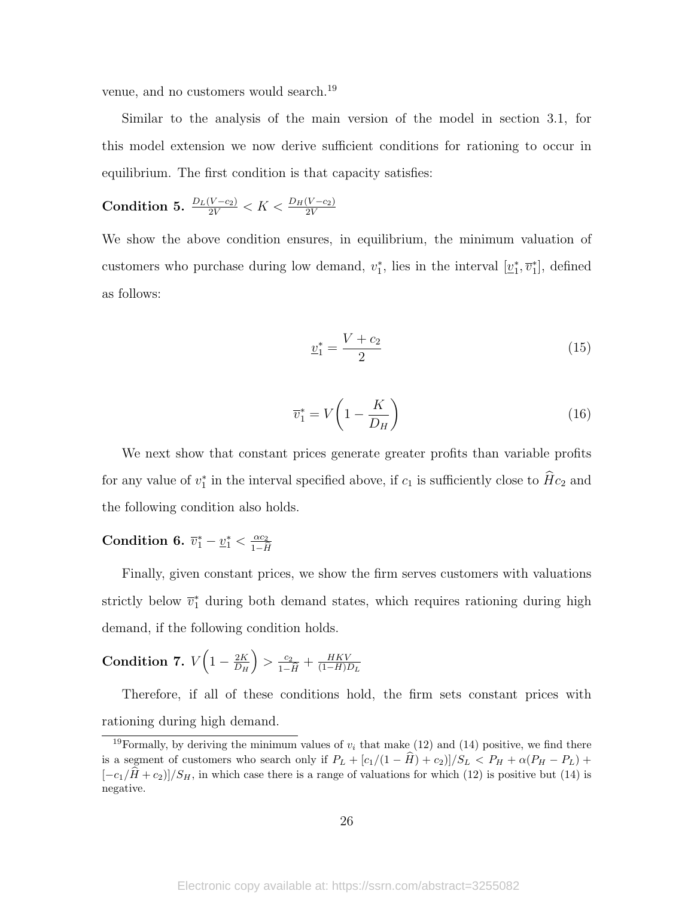venue, and no customers would search.[19]

Similar to the analysis of the main version of the model in section 3.1, for this model extension we now derive sufficient conditions for rationing to occur in equilibrium. The first condition is that capacity satisfies:

**Condition 5.** $\frac{D_L(V-c_2)}{2V} < K < \frac{D_H(V-c_2)}{2V}$

We show the above condition ensures, in equilibrium, the minimum valuation of customers who purchase during low demand, $v_1^*$, lies in the interval $[\underline{v}_1^*, \overline{v}_1^*]$, defined as follows:

$$\underline{v}_1^* = \frac{V + c_2}{2} \tag{15}$$

$$\overline{v}_1^* = V\left(1 - \frac{K}{D_H}\right) \tag{16}$$

We next show that constant prices generate greater profits than variable profits for any value of $v_1^*$ in the interval specified above, if $c_1$ is sufficiently close to $\widehat{H}c_2$ and the following condition also holds.

**Condition 6.** $\overline{v}_1^* - \underline{v}_1^* < \frac{\alpha c_2}{1-\widehat{H}}$

Finally, given constant prices, we show the firm serves customers with valuations strictly below $\overline{v}_1^*$ during both demand states, which requires rationing during high demand, if the following condition holds.

**Condition 7.** $V\left(1 - \frac{2K}{D_H}\right) > \frac{c_2}{1-\widehat{H}} + \frac{HKV}{(1-H)D_L}$

Therefore, if all of these conditions hold, the firm sets constant prices with rationing during high demand.

[19] Formally, by deriving the minimum values of $v_i$ that make (12) and (14) positive, we find there is a segment of customers who search only if $P_L + [c_1/(1-\widehat{H}) + c_2)]/S_L < P_H + \alpha(P_H - P_L) + [-c_1/\widehat{H} + c_2)]/S_H$, in which case there is a range of valuations for which (12) is positive but (14) is negative.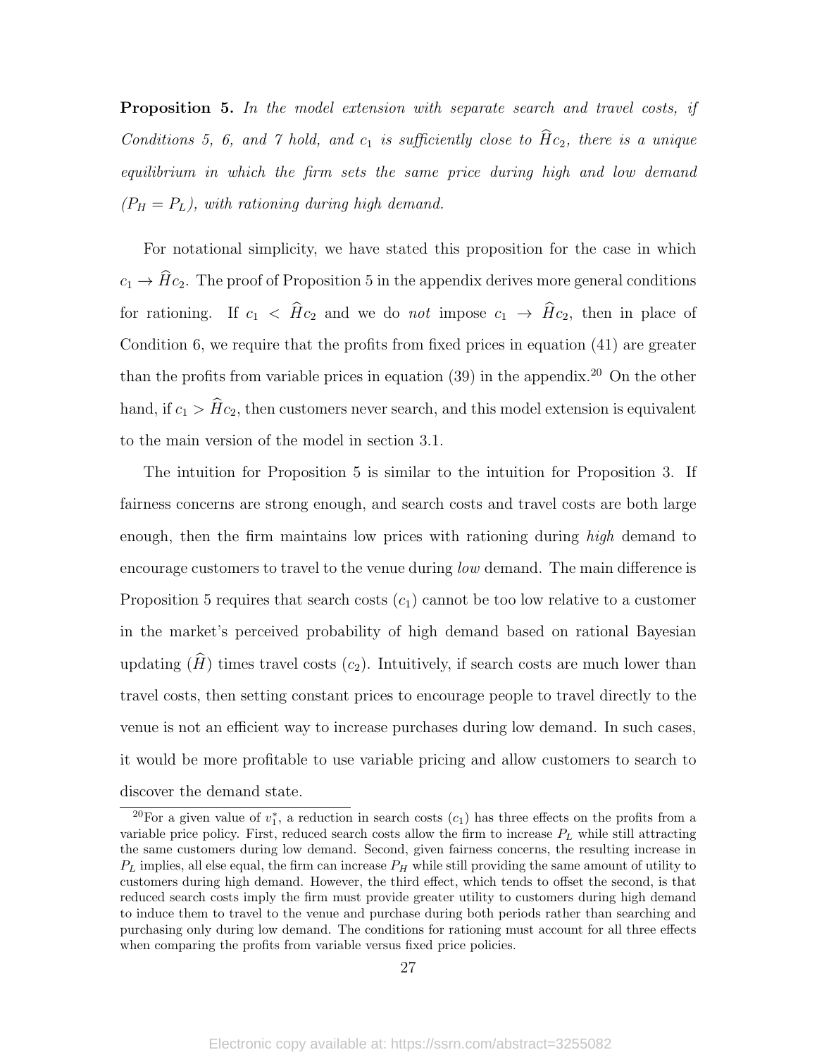**Proposition 5.** *In the model extension with separate search and travel costs, if Conditions 5, 6, and 7 hold, and $c_1$ is sufficiently close to $\widehat{H}c_2$, there is a unique equilibrium in which the firm sets the same price during high and low demand ($P_H = P_L$), with rationing during high demand.*

For notational simplicity, we have stated this proposition for the case in which $c_1 \to \widehat{H}c_2$. The proof of Proposition 5 in the appendix derives more general conditions for rationing. If $c_1 < \widehat{H}c_2$ and we do *not* impose $c_1 \to \widehat{H}c_2$, then in place of Condition 6, we require that the profits from fixed prices in equation (41) are greater than the profits from variable prices in equation (39) in the appendix.[20] On the other hand, if $c_1 > \widehat{H}c_2$, then customers never search, and this model extension is equivalent to the main version of the model in section 3.1.

The intuition for Proposition 5 is similar to the intuition for Proposition 3. If fairness concerns are strong enough, and search costs and travel costs are both large enough, then the firm maintains low prices with rationing during *high* demand to encourage customers to travel to the venue during *low* demand. The main difference is Proposition 5 requires that search costs ($c_1$) cannot be too low relative to a customer in the market's perceived probability of high demand based on rational Bayesian updating ($\widehat{H}$) times travel costs ($c_2$). Intuitively, if search costs are much lower than travel costs, then setting constant prices to encourage people to travel directly to the venue is not an efficient way to increase purchases during low demand. In such cases, it would be more profitable to use variable pricing and allow customers to search to discover the demand state.

[20] For a given value of $v_1^*$, a reduction in search costs ($c_1$) has three effects on the profits from a variable price policy. First, reduced search costs allow the firm to increase $P_L$ while still attracting the same customers during low demand. Second, given fairness concerns, the resulting increase in $P_L$ implies, all else equal, the firm can increase $P_H$ while still providing the same amount of utility to customers during high demand. However, the third effect, which tends to offset the second, is that reduced search costs imply the firm must provide greater utility to customers during high demand to induce them to travel to the venue and purchase during both periods rather than searching and purchasing only during low demand. The conditions for rationing must account for all three effects when comparing the profits from variable versus fixed price policies.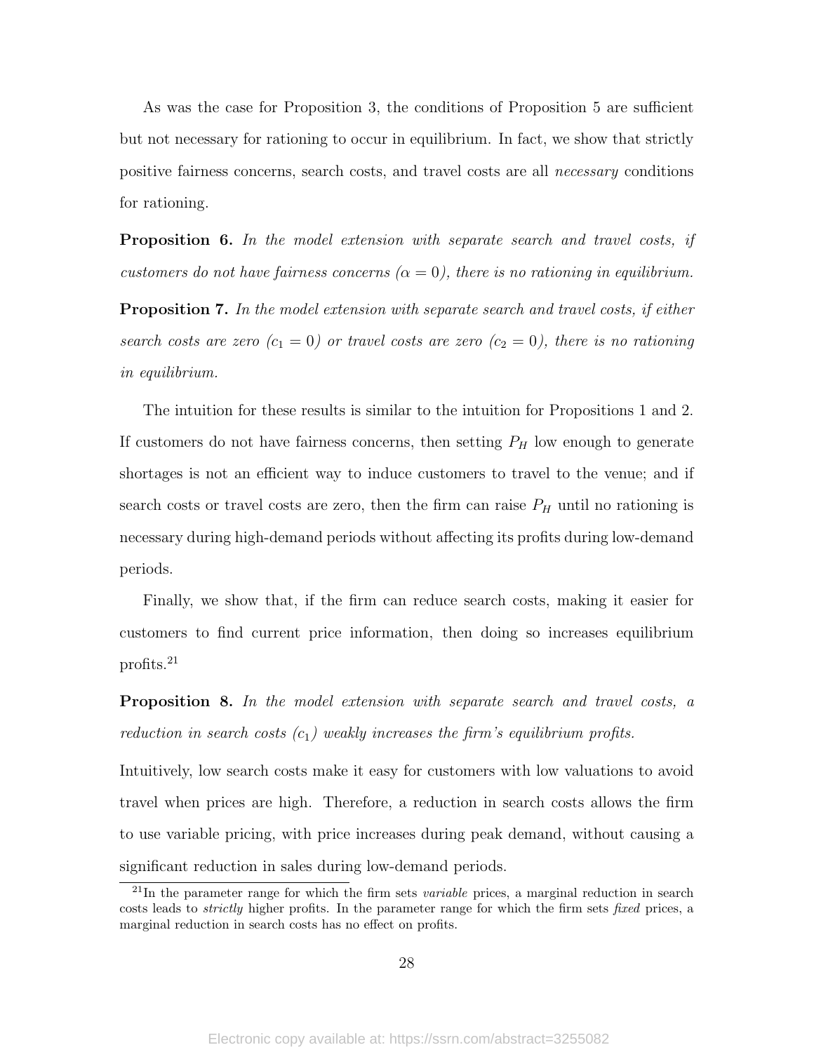As was the case for Proposition 3, the conditions of Proposition 5 are sufficient but not necessary for rationing to occur in equilibrium. In fact, we show that strictly positive fairness concerns, search costs, and travel costs are all *necessary* conditions for rationing.

**Proposition 6.** *In the model extension with separate search and travel costs, if customers do not have fairness concerns ($\alpha = 0$), there is no rationing in equilibrium.*

**Proposition 7.** *In the model extension with separate search and travel costs, if either search costs are zero ($c_1 = 0$) or travel costs are zero ($c_2 = 0$), there is no rationing in equilibrium.*

The intuition for these results is similar to the intuition for Propositions 1 and 2. If customers do not have fairness concerns, then setting $P_H$ low enough to generate shortages is not an efficient way to induce customers to travel to the venue; and if search costs or travel costs are zero, then the firm can raise $P_H$ until no rationing is necessary during high-demand periods without affecting its profits during low-demand periods.

Finally, we show that, if the firm can reduce search costs, making it easier for customers to find current price information, then doing so increases equilibrium profits.[21]

**Proposition 8.** *In the model extension with separate search and travel costs, a reduction in search costs ($c_1$) weakly increases the firm's equilibrium profits.*

Intuitively, low search costs make it easy for customers with low valuations to avoid travel when prices are high. Therefore, a reduction in search costs allows the firm to use variable pricing, with price increases during peak demand, without causing a significant reduction in sales during low-demand periods.

[21] In the parameter range for which the firm sets *variable* prices, a marginal reduction in search costs leads to *strictly* higher profits. In the parameter range for which the firm sets *fixed* prices, a marginal reduction in search costs has no effect on profits.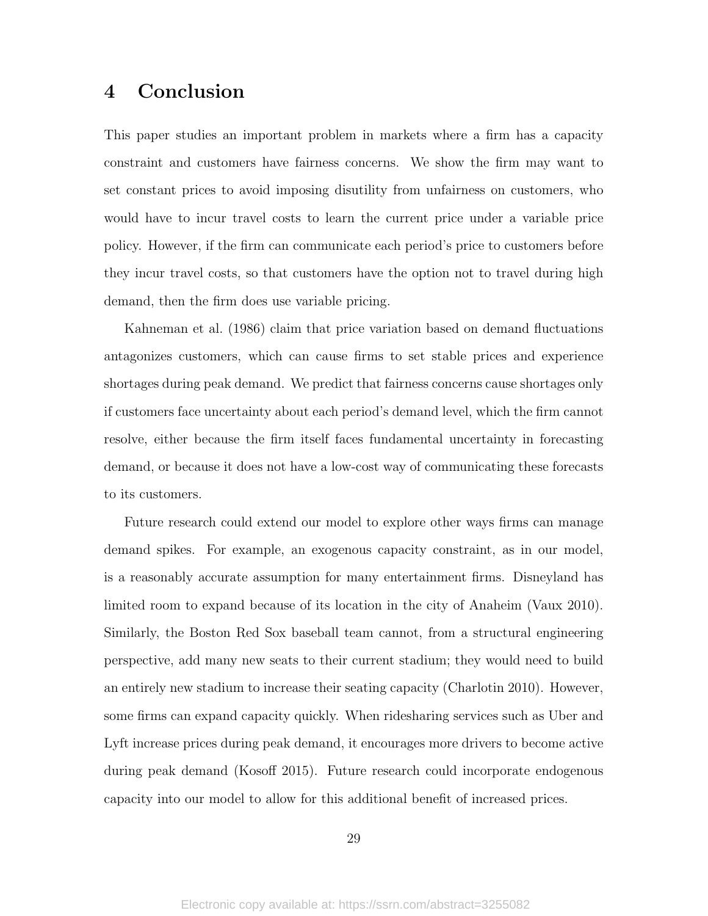# 4 Conclusion

This paper studies an important problem in markets where a firm has a capacity constraint and customers have fairness concerns. We show the firm may want to set constant prices to avoid imposing disutility from unfairness on customers, who would have to incur travel costs to learn the current price under a variable price policy. However, if the firm can communicate each period's price to customers before they incur travel costs, so that customers have the option not to travel during high demand, then the firm does use variable pricing.

Kahneman et al. (1986) claim that price variation based on demand fluctuations antagonizes customers, which can cause firms to set stable prices and experience shortages during peak demand. We predict that fairness concerns cause shortages only if customers face uncertainty about each period's demand level, which the firm cannot resolve, either because the firm itself faces fundamental uncertainty in forecasting demand, or because it does not have a low-cost way of communicating these forecasts to its customers.

Future research could extend our model to explore other ways firms can manage demand spikes. For example, an exogenous capacity constraint, as in our model, is a reasonably accurate assumption for many entertainment firms. Disneyland has limited room to expand because of its location in the city of Anaheim (Vaux 2010). Similarly, the Boston Red Sox baseball team cannot, from a structural engineering perspective, add many new seats to their current stadium; they would need to build an entirely new stadium to increase their seating capacity (Charlotin 2010). However, some firms can expand capacity quickly. When ridesharing services such as Uber and Lyft increase prices during peak demand, it encourages more drivers to become active during peak demand (Kosoff 2015). Future research could incorporate endogenous capacity into our model to allow for this additional benefit of increased prices.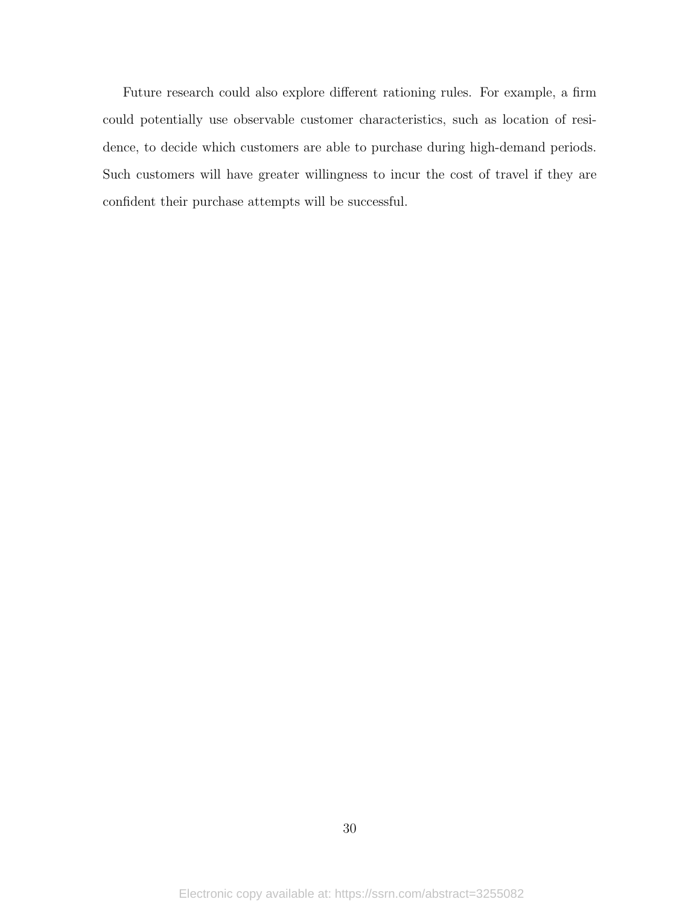Future research could also explore different rationing rules. For example, a firm could potentially use observable customer characteristics, such as location of residence, to decide which customers are able to purchase during high-demand periods. Such customers will have greater willingness to incur the cost of travel if they are confident their purchase attempts will be successful.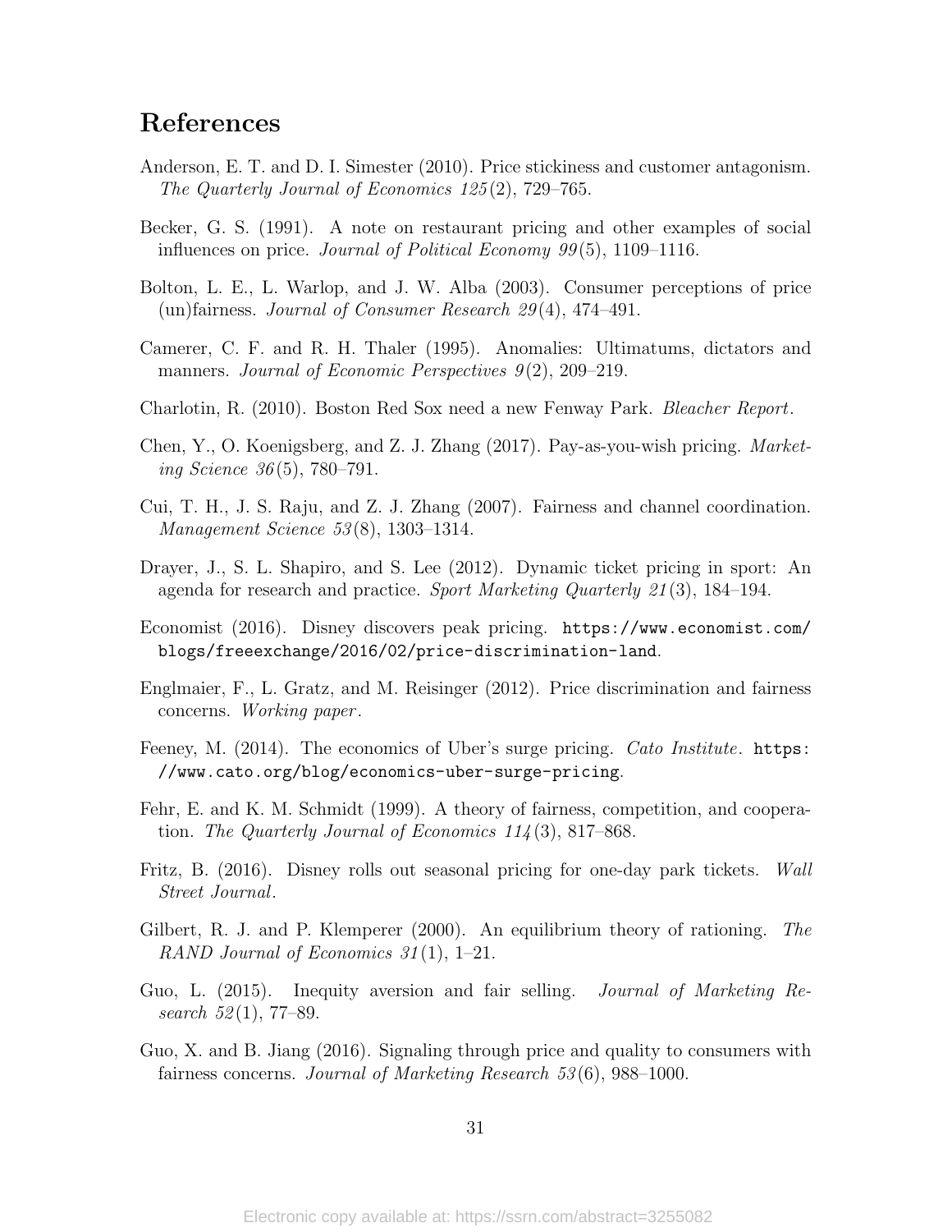# References

Anderson, E. T. and D. I. Simester (2010). Price stickiness and customer antagonism. *The Quarterly Journal of Economics 125*(2), 729–765.

Becker, G. S. (1991). A note on restaurant pricing and other examples of social influences on price. *Journal of Political Economy 99*(5), 1109–1116.

Bolton, L. E., L. Warlop, and J. W. Alba (2003). Consumer perceptions of price (un)fairness. *Journal of Consumer Research 29*(4), 474–491.

Camerer, C. F. and R. H. Thaler (1995). Anomalies: Ultimatums, dictators and manners. *Journal of Economic Perspectives 9*(2), 209–219.

Charlotin, R. (2010). Boston Red Sox need a new Fenway Park. *Bleacher Report*.

Chen, Y., O. Koenigsberg, and Z. J. Zhang (2017). Pay-as-you-wish pricing. *Marketing Science 36*(5), 780–791.

Cui, T. H., J. S. Raju, and Z. J. Zhang (2007). Fairness and channel coordination. *Management Science 53*(8), 1303–1314.

Drayer, J., S. L. Shapiro, and S. Lee (2012). Dynamic ticket pricing in sport: An agenda for research and practice. *Sport Marketing Quarterly 21*(3), 184–194.

Economist (2016). Disney discovers peak pricing. https://www.economist.com/blogs/freeexchange/2016/02/price-discrimination-land.

Englmaier, F., L. Gratz, and M. Reisinger (2012). Price discrimination and fairness concerns. *Working paper*.

Feeney, M. (2014). The economics of Uber's surge pricing. *Cato Institute*. https://www.cato.org/blog/economics-uber-surge-pricing.

Fehr, E. and K. M. Schmidt (1999). A theory of fairness, competition, and cooperation. *The Quarterly Journal of Economics 114*(3), 817–868.

Fritz, B. (2016). Disney rolls out seasonal pricing for one-day park tickets. *Wall Street Journal*.

Gilbert, R. J. and P. Klemperer (2000). An equilibrium theory of rationing. *The RAND Journal of Economics 31*(1), 1–21.

Guo, L. (2015). Inequity aversion and fair selling. *Journal of Marketing Research 52*(1), 77–89.

Guo, X. and B. Jiang (2016). Signaling through price and quality to consumers with fairness concerns. *Journal of Marketing Research 53*(6), 988–1000.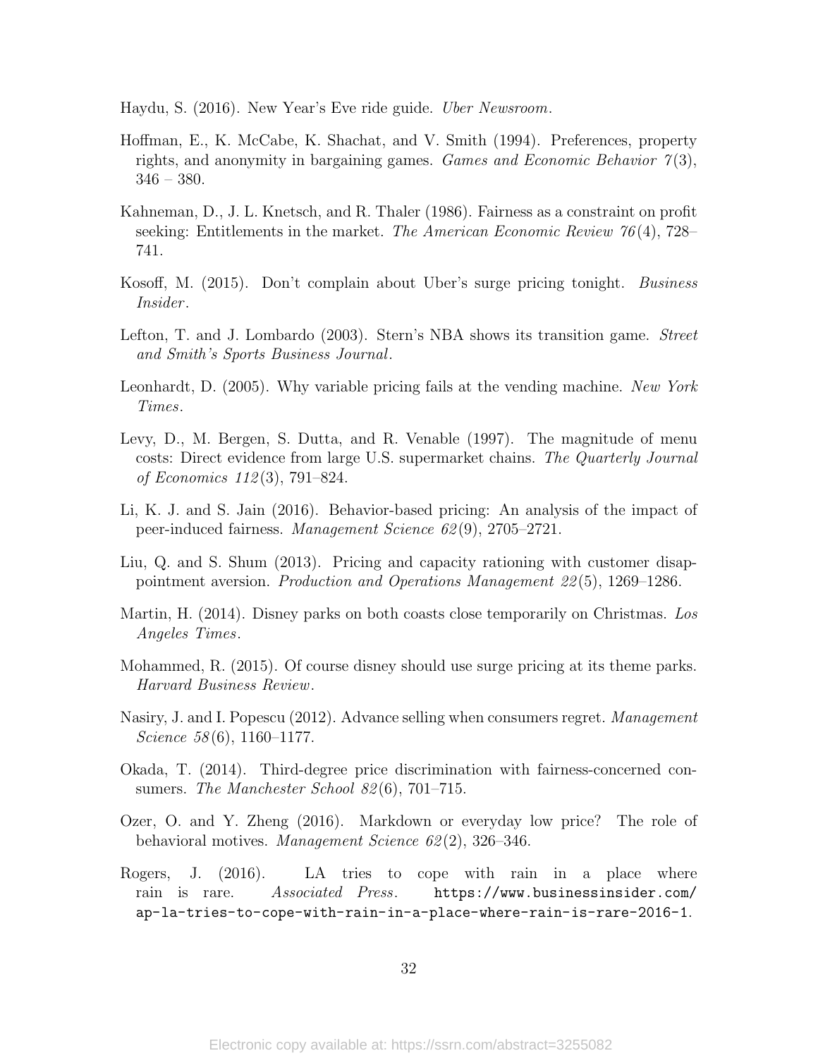Haydu, S. (2016). New Year's Eve ride guide. *Uber Newsroom*.

Hoffman, E., K. McCabe, K. Shachat, and V. Smith (1994). Preferences, property rights, and anonymity in bargaining games. *Games and Economic Behavior 7*(3), 346 – 380.

Kahneman, D., J. L. Knetsch, and R. Thaler (1986). Fairness as a constraint on profit seeking: Entitlements in the market. *The American Economic Review 76*(4), 728–741.

Kosoff, M. (2015). Don't complain about Uber's surge pricing tonight. *Business Insider*.

Lefton, T. and J. Lombardo (2003). Stern's NBA shows its transition game. *Street and Smith's Sports Business Journal*.

Leonhardt, D. (2005). Why variable pricing fails at the vending machine. *New York Times*.

Levy, D., M. Bergen, S. Dutta, and R. Venable (1997). The magnitude of menu costs: Direct evidence from large U.S. supermarket chains. *The Quarterly Journal of Economics 112*(3), 791–824.

Li, K. J. and S. Jain (2016). Behavior-based pricing: An analysis of the impact of peer-induced fairness. *Management Science 62*(9), 2705–2721.

Liu, Q. and S. Shum (2013). Pricing and capacity rationing with customer disappointment aversion. *Production and Operations Management 22*(5), 1269–1286.

Martin, H. (2014). Disney parks on both coasts close temporarily on Christmas. *Los Angeles Times*.

Mohammed, R. (2015). Of course disney should use surge pricing at its theme parks. *Harvard Business Review*.

Nasiry, J. and I. Popescu (2012). Advance selling when consumers regret. *Management Science 58*(6), 1160–1177.

Okada, T. (2014). Third-degree price discrimination with fairness-concerned consumers. *The Manchester School 82*(6), 701–715.

Ozer, O. and Y. Zheng (2016). Markdown or everyday low price? The role of behavioral motives. *Management Science 62*(2), 326–346.

Rogers, J. (2016). LA tries to cope with rain in a place where rain is rare. *Associated Press*. https://www.businessinsider.com/ap-la-tries-to-cope-with-rain-in-a-place-where-rain-is-rare-2016-1.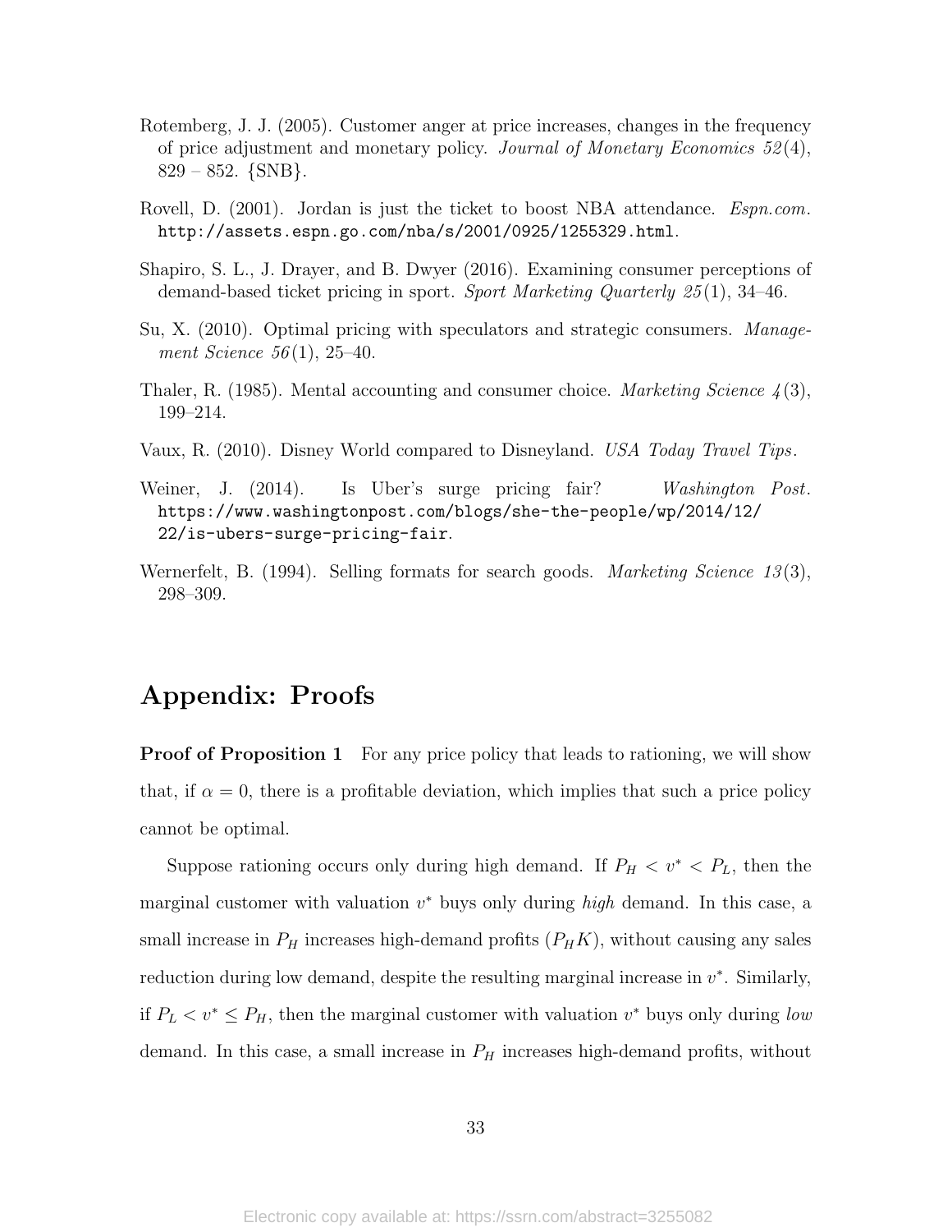Rotemberg, J. J. (2005). Customer anger at price increases, changes in the frequency of price adjustment and monetary policy. *Journal of Monetary Economics 52*(4), 829 – 852. {SNB}.

Rovell, D. (2001). Jordan is just the ticket to boost NBA attendance. *Espn.com*. `http://assets.espn.go.com/nba/s/2001/0925/1255329.html`.

Shapiro, S. L., J. Drayer, and B. Dwyer (2016). Examining consumer perceptions of demand-based ticket pricing in sport. *Sport Marketing Quarterly 25*(1), 34–46.

Su, X. (2010). Optimal pricing with speculators and strategic consumers. *Management Science 56*(1), 25–40.

Thaler, R. (1985). Mental accounting and consumer choice. *Marketing Science 4*(3), 199–214.

Vaux, R. (2010). Disney World compared to Disneyland. *USA Today Travel Tips*.

Weiner, J. (2014). Is Uber's surge pricing fair? *Washington Post*. `https://www.washingtonpost.com/blogs/she-the-people/wp/2014/12/22/is-ubers-surge-pricing-fair`.

Wernerfelt, B. (1994). Selling formats for search goods. *Marketing Science 13*(3), 298–309.

# Appendix: Proofs

**Proof of Proposition 1** For any price policy that leads to rationing, we will show that, if $\alpha = 0$, there is a profitable deviation, which implies that such a price policy cannot be optimal.

Suppose rationing occurs only during high demand. If $P_H < v^* < P_L$, then the marginal customer with valuation $v^*$ buys only during *high* demand. In this case, a small increase in $P_H$ increases high-demand profits ($P_H K$), without causing any sales reduction during low demand, despite the resulting marginal increase in $v^*$. Similarly, if $P_L < v^* \leq P_H$, then the marginal customer with valuation $v^*$ buys only during *low* demand. In this case, a small increase in $P_H$ increases high-demand profits, without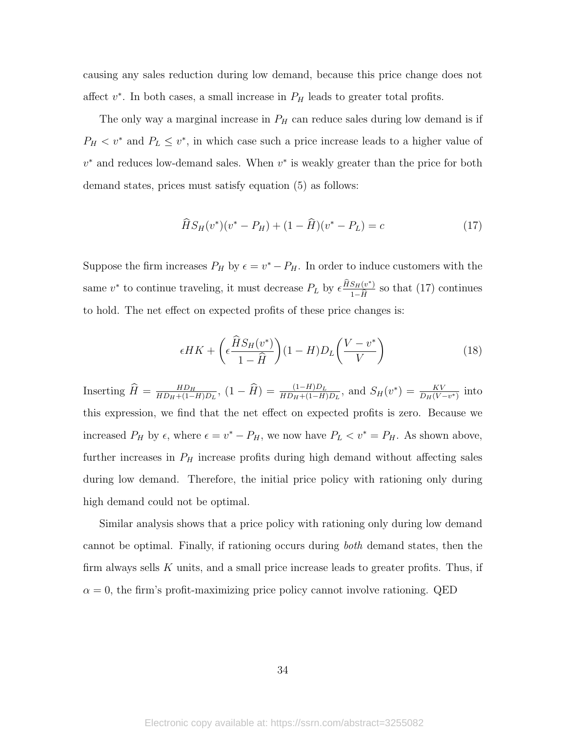causing any sales reduction during low demand, because this price change does not affect $v^*$. In both cases, a small increase in $P_H$ leads to greater total profits.

The only way a marginal increase in $P_H$ can reduce sales during low demand is if $P_H < v^*$ and $P_L \leq v^*$, in which case such a price increase leads to a higher value of $v^*$ and reduces low-demand sales. When $v^*$ is weakly greater than the price for both demand states, prices must satisfy equation (5) as follows:

$$\widehat{H} S_H(v^*)(v^* - P_H) + (1 - \widehat{H})(v^* - P_L) = c \tag{17}$$

Suppose the firm increases $P_H$ by $\epsilon = v^* - P_H$. In order to induce customers with the same $v^*$ to continue traveling, it must decrease $P_L$ by $\epsilon \frac{\widehat{H} S_H(v^*)}{1-\widehat{H}}$ so that (17) continues to hold. The net effect on expected profits of these price changes is:

$$\epsilon H K + \left( \epsilon \frac{\widehat{H} S_H(v^*)}{1 - \widehat{H}} \right)(1 - H) D_L \left( \frac{V - v^*}{V} \right) \tag{18}$$

Inserting $\widehat{H} = \frac{H D_H}{H D_H + (1-H) D_L}$, $(1 - \widehat{H}) = \frac{(1-H) D_L}{H D_H + (1-H) D_L}$, and $S_H(v^*) = \frac{KV}{D_H(V - v^*)}$ into this expression, we find that the net effect on expected profits is zero. Because we increased $P_H$ by $\epsilon$, where $\epsilon = v^* - P_H$, we now have $P_L < v^* = P_H$. As shown above, further increases in $P_H$ increase profits during high demand without affecting sales during low demand. Therefore, the initial price policy with rationing only during high demand could not be optimal.

Similar analysis shows that a price policy with rationing only during low demand cannot be optimal. Finally, if rationing occurs during *both* demand states, then the firm always sells $K$ units, and a small price increase leads to greater profits. Thus, if $\alpha = 0$, the firm's profit-maximizing price policy cannot involve rationing. QED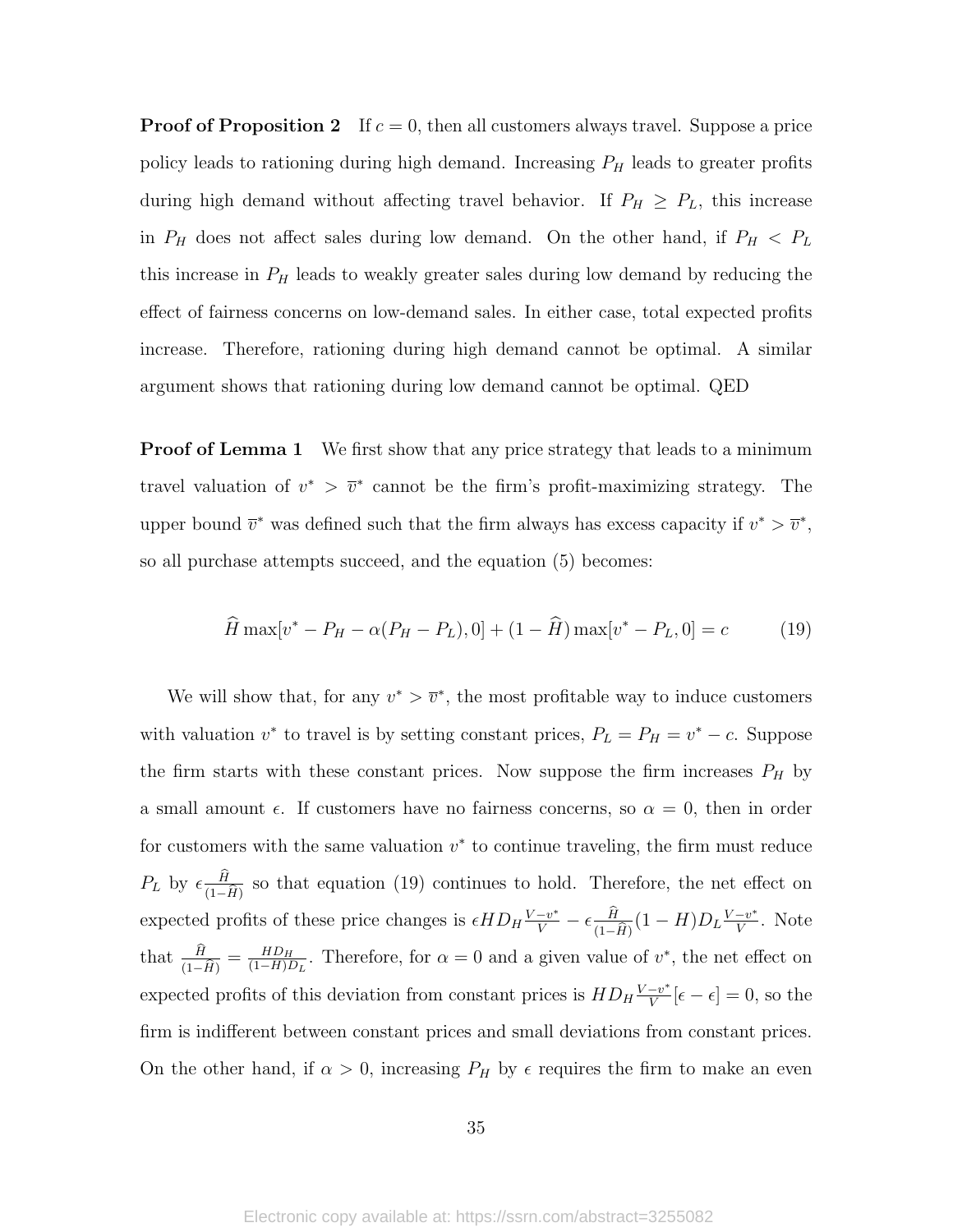**Proof of Proposition 2** If $c = 0$, then all customers always travel. Suppose a price policy leads to rationing during high demand. Increasing $P_H$ leads to greater profits during high demand without affecting travel behavior. If $P_H \geq P_L$, this increase in $P_H$ does not affect sales during low demand. On the other hand, if $P_H < P_L$ this increase in $P_H$ leads to weakly greater sales during low demand by reducing the effect of fairness concerns on low-demand sales. In either case, total expected profits increase. Therefore, rationing during high demand cannot be optimal. A similar argument shows that rationing during low demand cannot be optimal. QED

**Proof of Lemma 1** We first show that any price strategy that leads to a minimum travel valuation of $v^* > \overline{v}^*$ cannot be the firm's profit-maximizing strategy. The upper bound $\overline{v}^*$ was defined such that the firm always has excess capacity if $v^* > \overline{v}^*$, so all purchase attempts succeed, and the equation (5) becomes:

$$\widehat{H} \max[v^* - P_H - \alpha(P_H - P_L), 0] + (1 - \widehat{H}) \max[v^* - P_L, 0] = c \tag{19}$$

We will show that, for any $v^* > \overline{v}^*$, the most profitable way to induce customers with valuation $v^*$ to travel is by setting constant prices, $P_L = P_H = v^* - c$. Suppose the firm starts with these constant prices. Now suppose the firm increases $P_H$ by a small amount $\epsilon$. If customers have no fairness concerns, so $\alpha = 0$, then in order for customers with the same valuation $v^*$ to continue traveling, the firm must reduce $P_L$ by $\epsilon \frac{\widehat{H}}{(1-\widehat{H})}$ so that equation (19) continues to hold. Therefore, the net effect on expected profits of these price changes is $\epsilon H D_H \frac{V-v^*}{V} - \epsilon \frac{\widehat{H}}{(1-\widehat{H})}(1-H) D_L \frac{V-v^*}{V}$. Note that $\frac{\widehat{H}}{(1-\widehat{H})} = \frac{HD_H}{(1-H)D_L}$. Therefore, for $\alpha = 0$ and a given value of $v^*$, the net effect on expected profits of this deviation from constant prices is $HD_H \frac{V-v^*}{V}[\epsilon - \epsilon] = 0$, so the firm is indifferent between constant prices and small deviations from constant prices. On the other hand, if $\alpha > 0$, increasing $P_H$ by $\epsilon$ requires the firm to make an even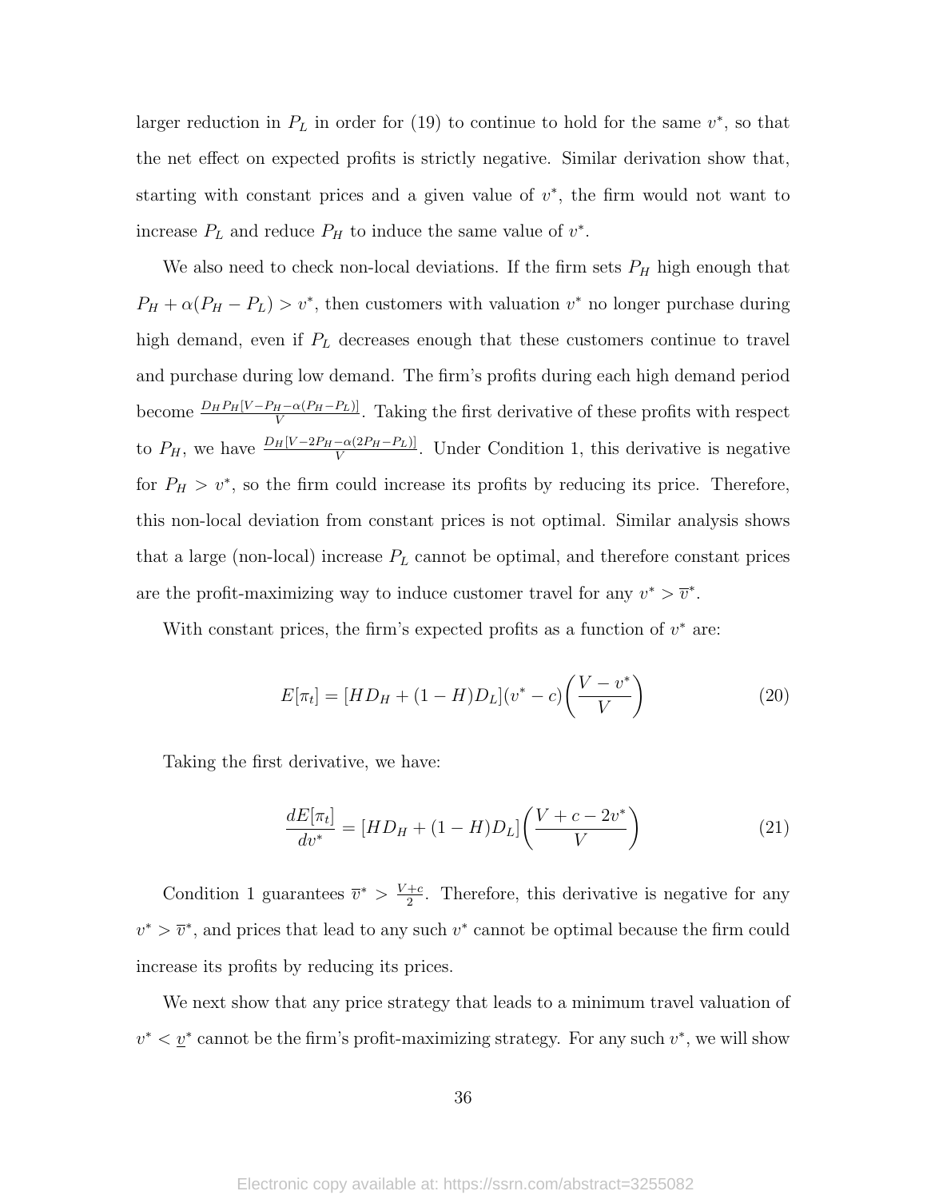larger reduction in $P_L$ in order for (19) to continue to hold for the same $v^*$, so that the net effect on expected profits is strictly negative. Similar derivation show that, starting with constant prices and a given value of $v^*$, the firm would not want to increase $P_L$ and reduce $P_H$ to induce the same value of $v^*$.

We also need to check non-local deviations. If the firm sets $P_H$ high enough that $P_H + \alpha(P_H - P_L) > v^*$, then customers with valuation $v^*$ no longer purchase during high demand, even if $P_L$ decreases enough that these customers continue to travel and purchase during low demand. The firm's profits during each high demand period become $\frac{D_H P_H[V - P_H - \alpha(P_H - P_L)]}{V}$. Taking the first derivative of these profits with respect to $P_H$, we have $\frac{D_H[V - 2P_H - \alpha(2P_H - P_L)]}{V}$. Under Condition 1, this derivative is negative for $P_H > v^*$, so the firm could increase its profits by reducing its price. Therefore, this non-local deviation from constant prices is not optimal. Similar analysis shows that a large (non-local) increase $P_L$ cannot be optimal, and therefore constant prices are the profit-maximizing way to induce customer travel for any $v^* > \overline{v}^*$.

With constant prices, the firm's expected profits as a function of $v^*$ are:

$$E[\pi_t] = [HD_H + (1 - H)D_L](v^* - c)\left(\frac{V - v^*}{V}\right) \tag{20}$$

Taking the first derivative, we have:

$$\frac{dE[\pi_t]}{dv^*} = [HD_H + (1 - H)D_L]\left(\frac{V + c - 2v^*}{V}\right) \tag{21}$$

Condition 1 guarantees $\overline{v}^* > \frac{V+c}{2}$. Therefore, this derivative is negative for any $v^* > \overline{v}^*$, and prices that lead to any such $v^*$ cannot be optimal because the firm could increase its profits by reducing its prices.

We next show that any price strategy that leads to a minimum travel valuation of $v^* < \underline{v}^*$ cannot be the firm's profit-maximizing strategy. For any such $v^*$, we will show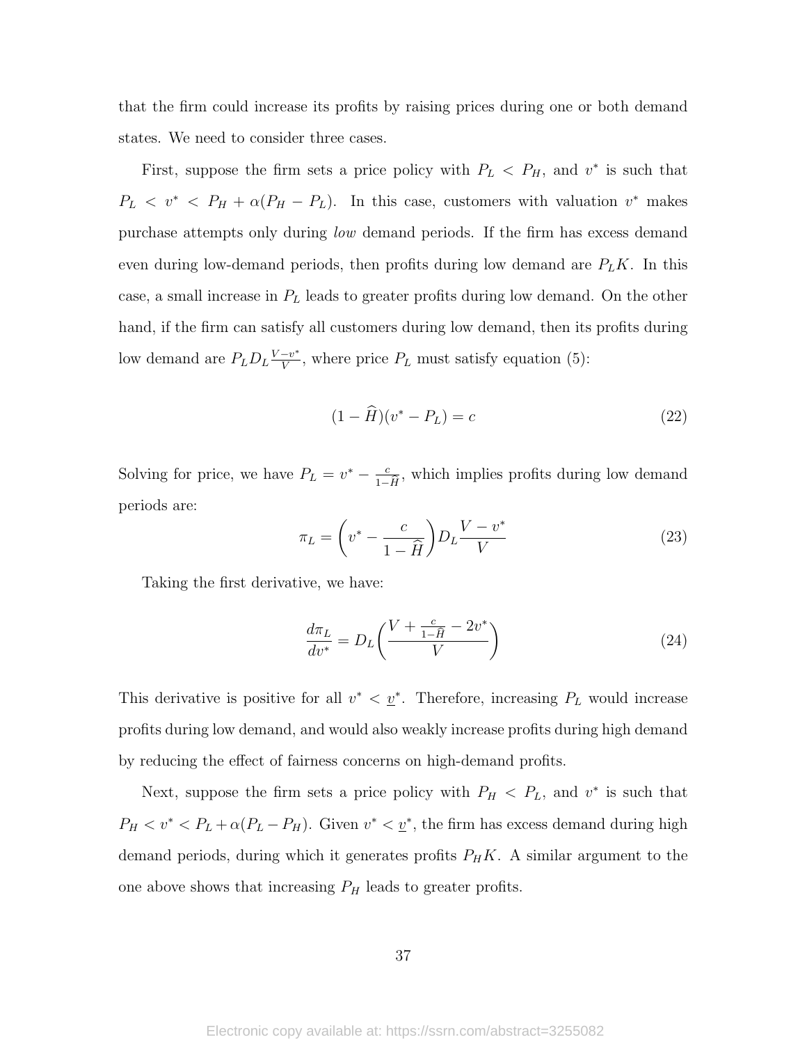that the firm could increase its profits by raising prices during one or both demand states. We need to consider three cases.

First, suppose the firm sets a price policy with $P_L < P_H$, and $v^*$ is such that $P_L < v^* < P_H + \alpha(P_H - P_L)$. In this case, customers with valuation $v^*$ makes purchase attempts only during *low* demand periods. If the firm has excess demand even during low-demand periods, then profits during low demand are $P_L K$. In this case, a small increase in $P_L$ leads to greater profits during low demand. On the other hand, if the firm can satisfy all customers during low demand, then its profits during low demand are $P_L D_L \frac{V-v^*}{V}$, where price $P_L$ must satisfy equation (5):

$$(1 - \widehat{H})(v^* - P_L) = c \tag{22}$$

Solving for price, we have $P_L = v^* - \frac{c}{1-\widehat{H}}$, which implies profits during low demand periods are:

$$\pi_L = \left(v^* - \frac{c}{1 - \widehat{H}}\right) D_L \frac{V - v^*}{V} \tag{23}$$

Taking the first derivative, we have:

$$\frac{d\pi_L}{dv^*} = D_L \left( \frac{V + \frac{c}{1-\widehat{H}} - 2v^*}{V} \right) \tag{24}$$

This derivative is positive for all $v^* < \underline{v}^*$. Therefore, increasing $P_L$ would increase profits during low demand, and would also weakly increase profits during high demand by reducing the effect of fairness concerns on high-demand profits.

Next, suppose the firm sets a price policy with $P_H < P_L$, and $v^*$ is such that $P_H < v^* < P_L + \alpha(P_L - P_H)$. Given $v^* < \underline{v}^*$, the firm has excess demand during high demand periods, during which it generates profits $P_H K$. A similar argument to the one above shows that increasing $P_H$ leads to greater profits.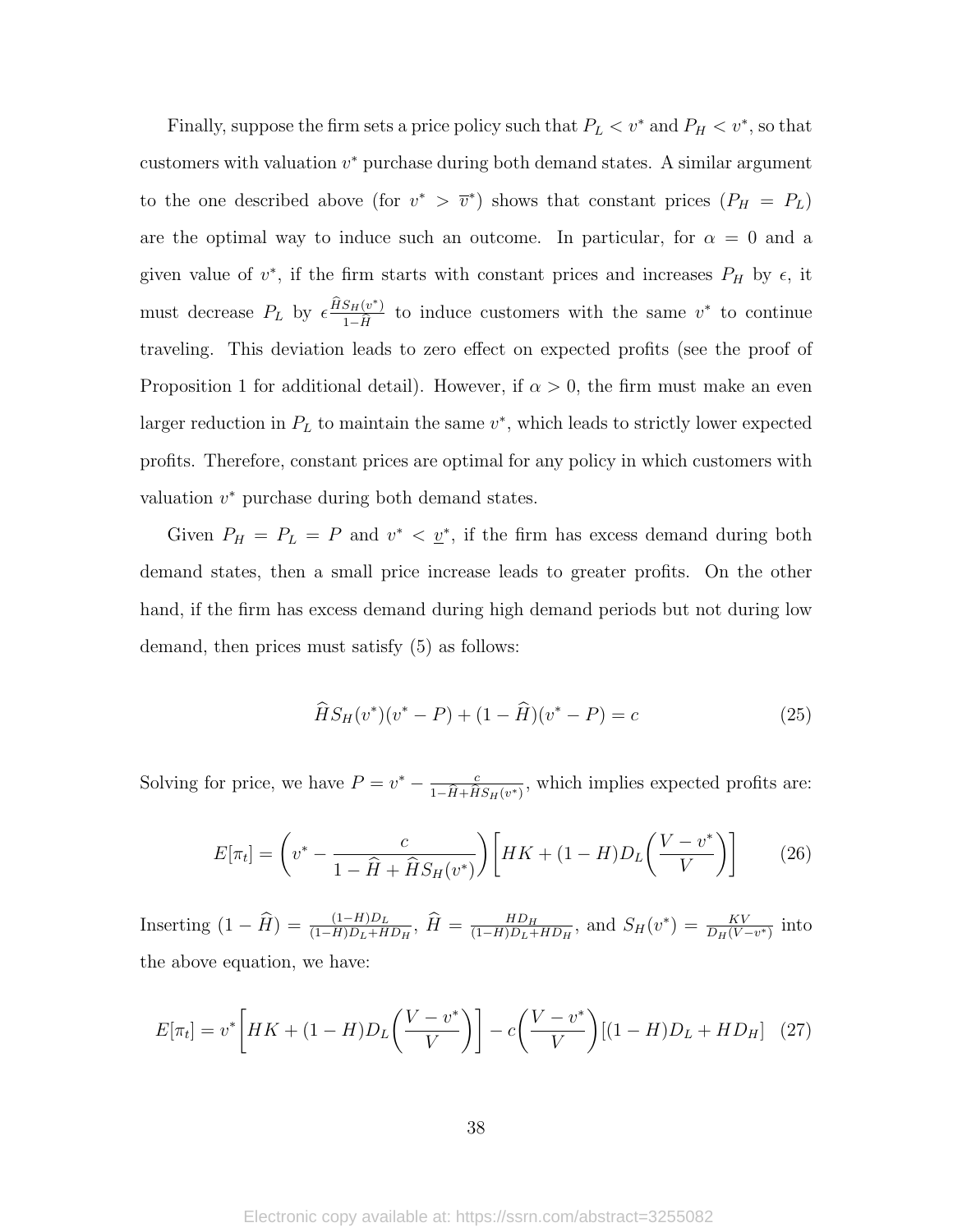Finally, suppose the firm sets a price policy such that $P_L < v^*$ and $P_H < v^*$, so that customers with valuation $v^*$ purchase during both demand states. A similar argument to the one described above (for $v^* > \overline{v}^*$) shows that constant prices ($P_H = P_L$) are the optimal way to induce such an outcome. In particular, for $\alpha = 0$ and a given value of $v^*$, if the firm starts with constant prices and increases $P_H$ by $\epsilon$, it must decrease $P_L$ by $\epsilon \frac{\widehat{H} S_H(v^*)}{1-\widehat{H}}$ to induce customers with the same $v^*$ to continue traveling. This deviation leads to zero effect on expected profits (see the proof of Proposition 1 for additional detail). However, if $\alpha > 0$, the firm must make an even larger reduction in $P_L$ to maintain the same $v^*$, which leads to strictly lower expected profits. Therefore, constant prices are optimal for any policy in which customers with valuation $v^*$ purchase during both demand states.

Given $P_H = P_L = P$ and $v^* < \underline{v}^*$, if the firm has excess demand during both demand states, then a small price increase leads to greater profits. On the other hand, if the firm has excess demand during high demand periods but not during low demand, then prices must satisfy (5) as follows:

$$\widehat{H} S_H(v^*)(v^* - P) + (1 - \widehat{H})(v^* - P) = c \tag{25}$$

Solving for price, we have $P = v^* - \frac{c}{1-\widehat{H}+\widehat{H}S_H(v^*)}$, which implies expected profits are:

$$E[\pi_t] = \left(v^* - \frac{c}{1 - \widehat{H} + \widehat{H} S_H(v^*)}\right)\left[HK + (1-H)D_L\left(\frac{V - v^*}{V}\right)\right] \tag{26}$$

Inserting $(1 - \widehat{H}) = \frac{(1-H)D_L}{(1-H)D_L + HD_H}$, $\widehat{H} = \frac{HD_H}{(1-H)D_L + HD_H}$, and $S_H(v^*) = \frac{KV}{D_H(V - v^*)}$ into the above equation, we have:

$$E[\pi_t] = v^*\left[HK + (1-H)D_L\left(\frac{V - v^*}{V}\right)\right] - c\left(\frac{V - v^*}{V}\right)[(1-H)D_L + HD_H] \tag{27}$$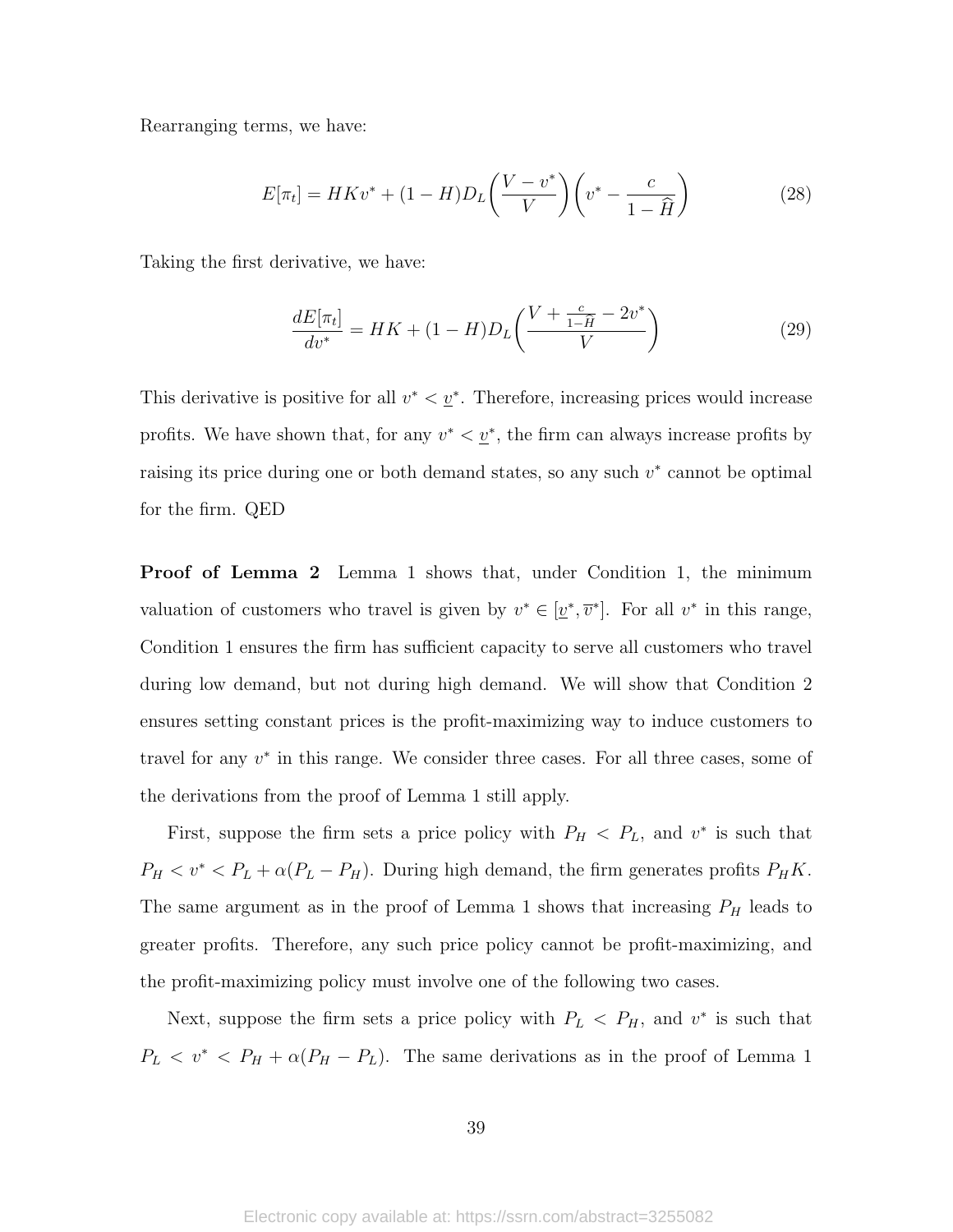Rearranging terms, we have:

$$E[\pi_t] = HKv^* + (1-H)D_L\left(\frac{V - v^*}{V}\right)\left(v^* - \frac{c}{1-\widehat{H}}\right) \tag{28}$$

Taking the first derivative, we have:

$$\frac{dE[\pi_t]}{dv^*} = HK + (1-H)D_L\left(\frac{V + \frac{c}{1-\widehat{H}} - 2v^*}{V}\right) \tag{29}$$

This derivative is positive for all $v^* < \underline{v}^*$. Therefore, increasing prices would increase profits. We have shown that, for any $v^* < \underline{v}^*$, the firm can always increase profits by raising its price during one or both demand states, so any such $v^*$ cannot be optimal for the firm. QED

**Proof of Lemma 2** Lemma 1 shows that, under Condition 1, the minimum valuation of customers who travel is given by $v^* \in [\underline{v}^*, \overline{v}^*]$. For all $v^*$ in this range, Condition 1 ensures the firm has sufficient capacity to serve all customers who travel during low demand, but not during high demand. We will show that Condition 2 ensures setting constant prices is the profit-maximizing way to induce customers to travel for any $v^*$ in this range. We consider three cases. For all three cases, some of the derivations from the proof of Lemma 1 still apply.

First, suppose the firm sets a price policy with $P_H < P_L$, and $v^*$ is such that $P_H < v^* < P_L + \alpha(P_L - P_H)$. During high demand, the firm generates profits $P_H K$. The same argument as in the proof of Lemma 1 shows that increasing $P_H$ leads to greater profits. Therefore, any such price policy cannot be profit-maximizing, and the profit-maximizing policy must involve one of the following two cases.

Next, suppose the firm sets a price policy with $P_L < P_H$, and $v^*$ is such that $P_L < v^* < P_H + \alpha(P_H - P_L)$. The same derivations as in the proof of Lemma 1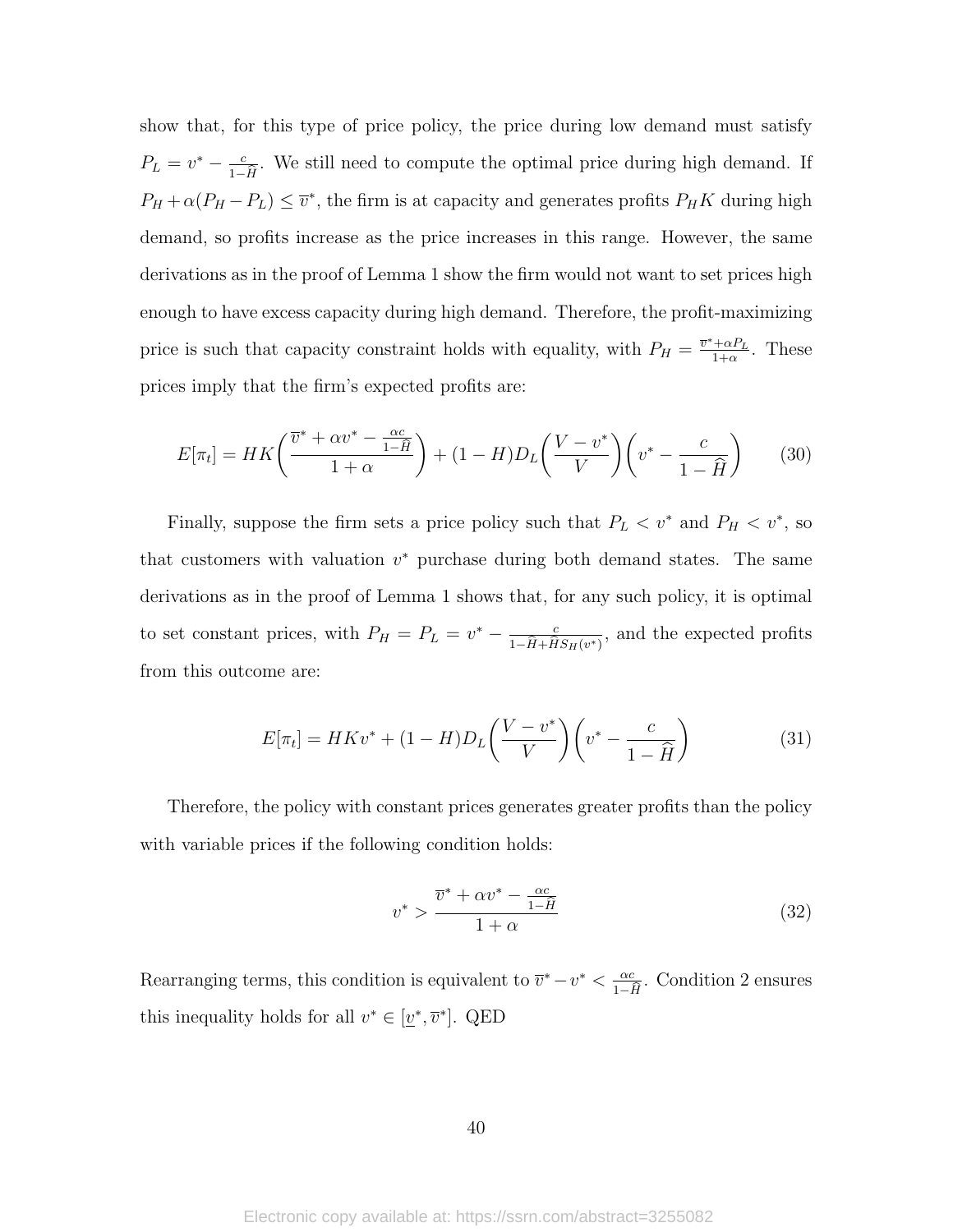show that, for this type of price policy, the price during low demand must satisfy $P_L = v^* - \frac{c}{1-\widehat{H}}$. We still need to compute the optimal price during high demand. If $P_H + \alpha(P_H - P_L) \leq \overline{v}^*$, the firm is at capacity and generates profits $P_H K$ during high demand, so profits increase as the price increases in this range. However, the same derivations as in the proof of Lemma 1 show the firm would not want to set prices high enough to have excess capacity during high demand. Therefore, the profit-maximizing price is such that capacity constraint holds with equality, with $P_H = \frac{\overline{v}^* + \alpha P_L}{1+\alpha}$. These prices imply that the firm's expected profits are:

$$E[\pi_t] = HK\left(\frac{\overline{v}^* + \alpha v^* - \frac{\alpha c}{1-\widehat{H}}}{1+\alpha}\right) + (1-H)D_L\left(\frac{V - v^*}{V}\right)\left(v^* - \frac{c}{1-\widehat{H}}\right) \tag{30}$$

Finally, suppose the firm sets a price policy such that $P_L < v^*$ and $P_H < v^*$, so that customers with valuation $v^*$ purchase during both demand states. The same derivations as in the proof of Lemma 1 shows that, for any such policy, it is optimal to set constant prices, with $P_H = P_L = v^* - \frac{c}{1-\widehat{H}+\widehat{H}S_H(v^*)}$, and the expected profits from this outcome are:

$$E[\pi_t] = HKv^* + (1-H)D_L\left(\frac{V - v^*}{V}\right)\left(v^* - \frac{c}{1-\widehat{H}}\right) \tag{31}$$

Therefore, the policy with constant prices generates greater profits than the policy with variable prices if the following condition holds:

$$v^* > \frac{\overline{v}^* + \alpha v^* - \frac{\alpha c}{1-\widehat{H}}}{1+\alpha} \tag{32}$$

Rearranging terms, this condition is equivalent to $\overline{v}^* - v^* < \frac{\alpha c}{1-\widehat{H}}$. Condition 2 ensures this inequality holds for all $v^* \in [\underline{v}^*, \overline{v}^*]$. QED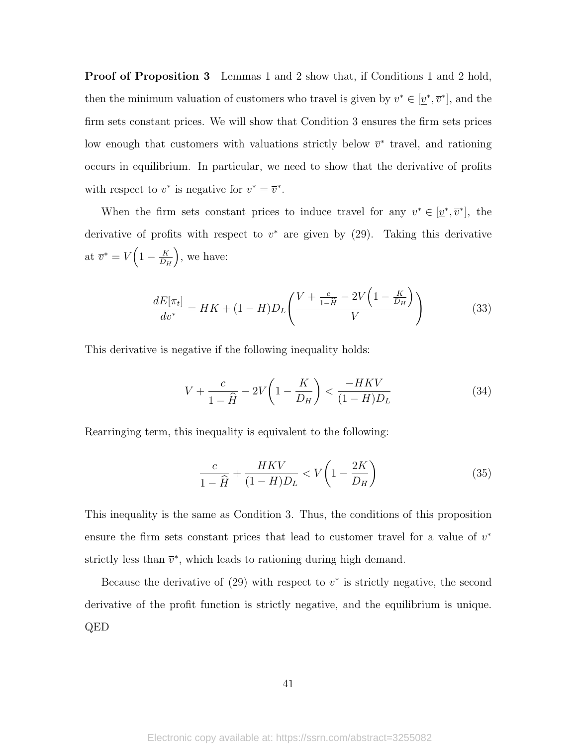**Proof of Proposition 3** Lemmas 1 and 2 show that, if Conditions 1 and 2 hold, then the minimum valuation of customers who travel is given by $v^* \in [\underline{v}^*, \overline{v}^*]$, and the firm sets constant prices. We will show that Condition 3 ensures the firm sets prices low enough that customers with valuations strictly below $\overline{v}^*$ travel, and rationing occurs in equilibrium. In particular, we need to show that the derivative of profits with respect to $v^*$ is negative for $v^* = \overline{v}^*$.

When the firm sets constant prices to induce travel for any $v^* \in [\underline{v}^*, \overline{v}^*]$, the derivative of profits with respect to $v^*$ are given by (29). Taking this derivative at $\overline{v}^* = V\left(1 - \frac{K}{D_H}\right)$, we have:

$$\frac{dE[\pi_t]}{dv^*} = HK + (1-H)D_L\left(\frac{V + \frac{c}{1-\widehat{H}} - 2V\left(1 - \frac{K}{D_H}\right)}{V}\right) \tag{33}$$

This derivative is negative if the following inequality holds:

$$V + \frac{c}{1-\widehat{H}} - 2V\left(1 - \frac{K}{D_H}\right) < \frac{-HKV}{(1-H)D_L} \tag{34}$$

Rearringing term, this inequality is equivalent to the following:

$$\frac{c}{1-\widehat{H}} + \frac{HKV}{(1-H)D_L} < V\left(1 - \frac{2K}{D_H}\right) \tag{35}$$

This inequality is the same as Condition 3. Thus, the conditions of this proposition ensure the firm sets constant prices that lead to customer travel for a value of $v^*$ strictly less than $\overline{v}^*$, which leads to rationing during high demand.

Because the derivative of (29) with respect to $v^*$ is strictly negative, the second derivative of the profit function is strictly negative, and the equilibrium is unique. QED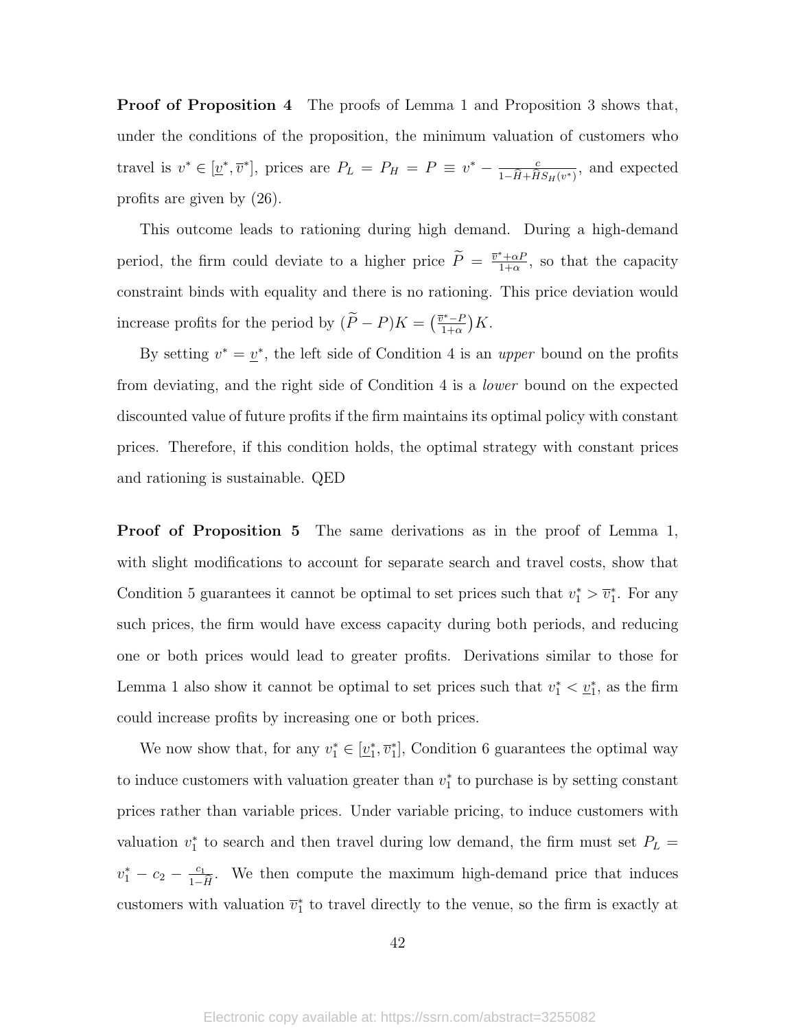**Proof of Proposition 4** The proofs of Lemma 1 and Proposition 3 shows that, under the conditions of the proposition, the minimum valuation of customers who travel is $v^* \in [\underline{v}^*, \overline{v}^*]$, prices are $P_L = P_H = P \equiv v^* - \frac{c}{1-\widehat{H}+\widehat{H}S_H(v^*)}$, and expected profits are given by (26).

This outcome leads to rationing during high demand. During a high-demand period, the firm could deviate to a higher price $\widetilde{P} = \frac{\overline{v}^*+\alpha P}{1+\alpha}$, so that the capacity constraint binds with equality and there is no rationing. This price deviation would increase profits for the period by $(\widetilde{P} - P)K = \left(\frac{\overline{v}^*-P}{1+\alpha}\right)K$.

By setting $v^* = \underline{v}^*$, the left side of Condition 4 is an *upper* bound on the profits from deviating, and the right side of Condition 4 is a *lower* bound on the expected discounted value of future profits if the firm maintains its optimal policy with constant prices. Therefore, if this condition holds, the optimal strategy with constant prices and rationing is sustainable. QED

**Proof of Proposition 5** The same derivations as in the proof of Lemma 1, with slight modifications to account for separate search and travel costs, show that Condition 5 guarantees it cannot be optimal to set prices such that $v_1^* > \overline{v}_1^*$. For any such prices, the firm would have excess capacity during both periods, and reducing one or both prices would lead to greater profits. Derivations similar to those for Lemma 1 also show it cannot be optimal to set prices such that $v_1^* < \underline{v}_1^*$, as the firm could increase profits by increasing one or both prices.

We now show that, for any $v_1^* \in [\underline{v}_1^*, \overline{v}_1^*]$, Condition 6 guarantees the optimal way to induce customers with valuation greater than $v_1^*$ to purchase is by setting constant prices rather than variable prices. Under variable pricing, to induce customers with valuation $v_1^*$ to search and then travel during low demand, the firm must set $P_L = v_1^* - c_2 - \frac{c_1}{1-\widehat{H}}$. We then compute the maximum high-demand price that induces customers with valuation $\overline{v}_1^*$ to travel directly to the venue, so the firm is exactly at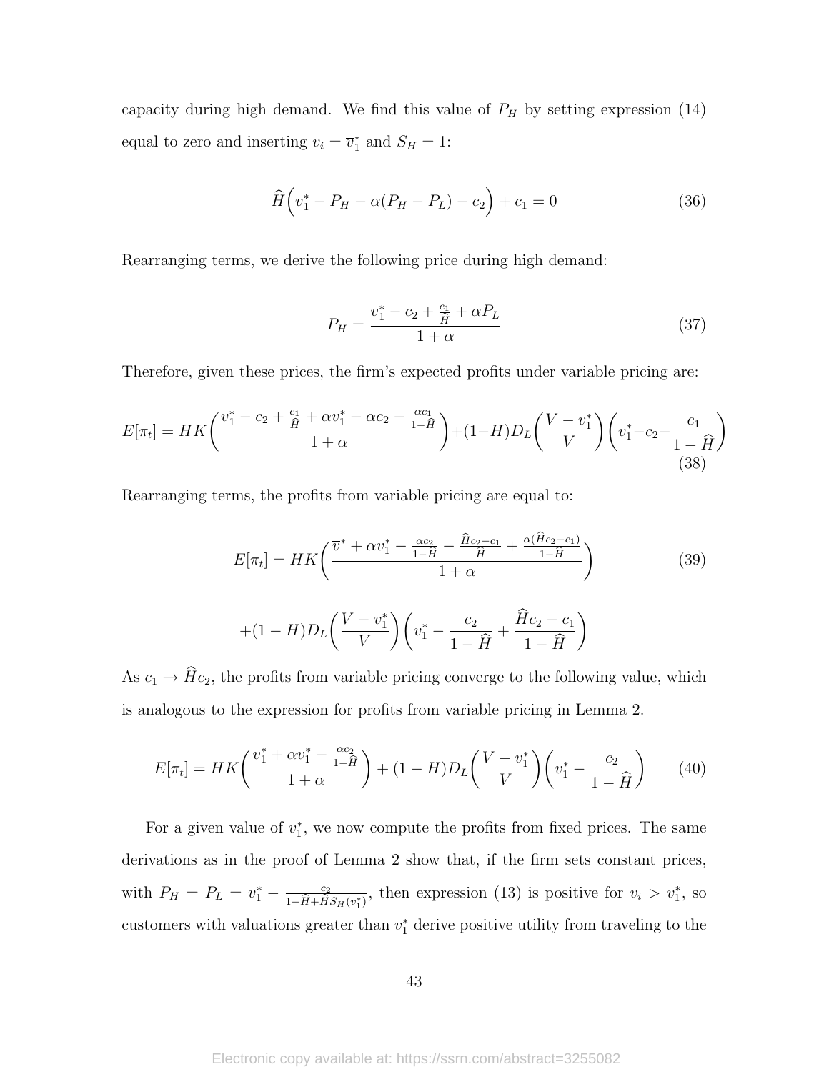capacity during high demand. We find this value of $P_H$ by setting expression (14) equal to zero and inserting $v_i = \overline{v}_1^*$ and $S_H = 1$:

$$\widehat{H}\Big(\overline{v}_1^* - P_H - \alpha(P_H - P_L) - c_2\Big) + c_1 = 0 \tag{36}$$

Rearranging terms, we derive the following price during high demand:

$$P_H = \frac{\overline{v}_1^* - c_2 + \frac{c_1}{\widehat{H}} + \alpha P_L}{1+\alpha} \tag{37}$$

Therefore, given these prices, the firm's expected profits under variable pricing are:

$$E[\pi_t] = HK\bigg(\frac{\overline{v}_1^* - c_2 + \frac{c_1}{\widehat{H}} + \alpha v_1^* - \alpha c_2 - \frac{\alpha c_1}{1-\widehat{H}}}{1+\alpha}\bigg) + (1-H)D_L\bigg(\frac{V - v_1^*}{V}\bigg)\bigg(v_1^* - c_2 - \frac{c_1}{1-\widehat{H}}\bigg) \tag{38}$$

Rearranging terms, the profits from variable pricing are equal to:

$$E[\pi_t] = HK\bigg(\frac{\overline{v}^* + \alpha v_1^* - \frac{\alpha c_2}{1-\widehat{H}} - \frac{\widehat{H}c_2 - c_1}{\widehat{H}} + \frac{\alpha(\widehat{H}c_2 - c_1)}{1-\widehat{H}}}{1+\alpha}\bigg) \tag{39}$$

$$+ (1-H)D_L\bigg(\frac{V - v_1^*}{V}\bigg)\bigg(v_1^* - \frac{c_2}{1-\widehat{H}} + \frac{\widehat{H}c_2 - c_1}{1-\widehat{H}}\bigg)$$

As $c_1 \to \widehat{H}c_2$, the profits from variable pricing converge to the following value, which is analogous to the expression for profits from variable pricing in Lemma 2.

$$E[\pi_t] = HK\bigg(\frac{\overline{v}_1^* + \alpha v_1^* - \frac{\alpha c_2}{1-\widehat{H}}}{1+\alpha}\bigg) + (1-H)D_L\bigg(\frac{V - v_1^*}{V}\bigg)\bigg(v_1^* - \frac{c_2}{1-\widehat{H}}\bigg) \tag{40}$$

For a given value of $v_1^*$, we now compute the profits from fixed prices. The same derivations as in the proof of Lemma 2 show that, if the firm sets constant prices, with $P_H = P_L = v_1^* - \frac{c_2}{1-\widehat{H}+\widehat{H}S_H(v_1^*)}$, then expression (13) is positive for $v_i > v_1^*$, so customers with valuations greater than $v_1^*$ derive positive utility from traveling to the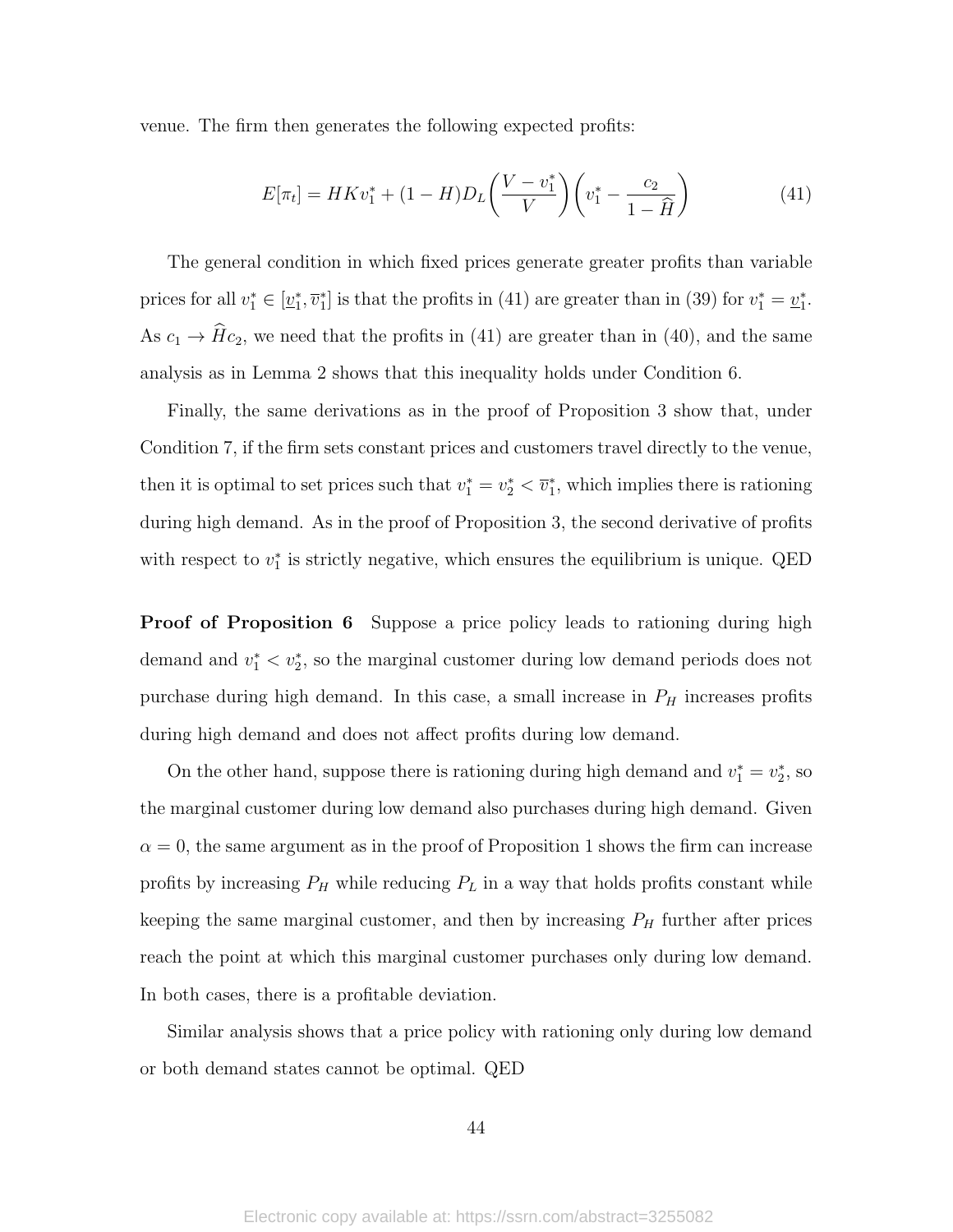venue. The firm then generates the following expected profits:

$$E[\pi_t] = HKv_1^* + (1-H)D_L\left(\frac{V - v_1^*}{V}\right)\left(v_1^* - \frac{c_2}{1-\widehat{H}}\right) \tag{41}$$

The general condition in which fixed prices generate greater profits than variable prices for all $v_1^* \in [\underline{v}_1^*, \overline{v}_1^*]$ is that the profits in (41) are greater than in (39) for $v_1^* = \underline{v}_1^*$. As $c_1 \to \widehat{H}c_2$, we need that the profits in (41) are greater than in (40), and the same analysis as in Lemma 2 shows that this inequality holds under Condition 6.

Finally, the same derivations as in the proof of Proposition 3 show that, under Condition 7, if the firm sets constant prices and customers travel directly to the venue, then it is optimal to set prices such that $v_1^* = v_2^* < \overline{v}_1^*$, which implies there is rationing during high demand. As in the proof of Proposition 3, the second derivative of profits with respect to $v_1^*$ is strictly negative, which ensures the equilibrium is unique. QED

**Proof of Proposition 6** Suppose a price policy leads to rationing during high demand and $v_1^* < v_2^*$, so the marginal customer during low demand periods does not purchase during high demand. In this case, a small increase in $P_H$ increases profits during high demand and does not affect profits during low demand.

On the other hand, suppose there is rationing during high demand and $v_1^* = v_2^*$, so the marginal customer during low demand also purchases during high demand. Given $\alpha = 0$, the same argument as in the proof of Proposition 1 shows the firm can increase profits by increasing $P_H$ while reducing $P_L$ in a way that holds profits constant while keeping the same marginal customer, and then by increasing $P_H$ further after prices reach the point at which this marginal customer purchases only during low demand. In both cases, there is a profitable deviation.

Similar analysis shows that a price policy with rationing only during low demand or both demand states cannot be optimal. QED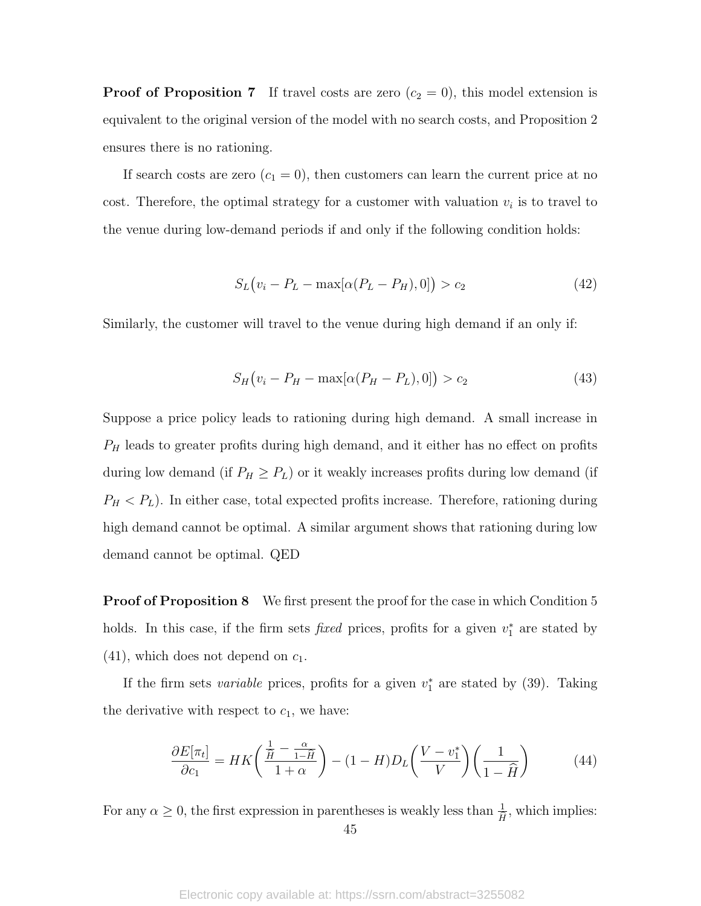**Proof of Proposition 7** If travel costs are zero ($c_2 = 0$), this model extension is equivalent to the original version of the model with no search costs, and Proposition 2 ensures there is no rationing.

If search costs are zero ($c_1 = 0$), then customers can learn the current price at no cost. Therefore, the optimal strategy for a customer with valuation $v_i$ is to travel to the venue during low-demand periods if and only if the following condition holds:

$$S_L\big(v_i - P_L - \max[\alpha(P_L - P_H), 0]\big) > c_2 \tag{42}$$

Similarly, the customer will travel to the venue during high demand if an only if:

$$S_H\big(v_i - P_H - \max[\alpha(P_H - P_L), 0]\big) > c_2 \tag{43}$$

Suppose a price policy leads to rationing during high demand. A small increase in $P_H$ leads to greater profits during high demand, and it either has no effect on profits during low demand (if $P_H \geq P_L$) or it weakly increases profits during low demand (if $P_H < P_L$). In either case, total expected profits increase. Therefore, rationing during high demand cannot be optimal. A similar argument shows that rationing during low demand cannot be optimal. QED

**Proof of Proposition 8** We first present the proof for the case in which Condition 5 holds. In this case, if the firm sets *fixed* prices, profits for a given $v_1^*$ are stated by (41), which does not depend on $c_1$.

If the firm sets *variable* prices, profits for a given $v_1^*$ are stated by (39). Taking the derivative with respect to $c_1$, we have:

$$\frac{\partial E[\pi_t]}{\partial c_1} = HK\left(\frac{\frac{1}{\widehat{H}} - \frac{\alpha}{1-\widehat{H}}}{1+\alpha}\right) - (1-H)D_L\left(\frac{V - v_1^*}{V}\right)\left(\frac{1}{1-\widehat{H}}\right) \tag{44}$$

For any $\alpha \geq 0$, the first expression in parentheses is weakly less than $\frac{1}{\widehat{H}}$, which implies: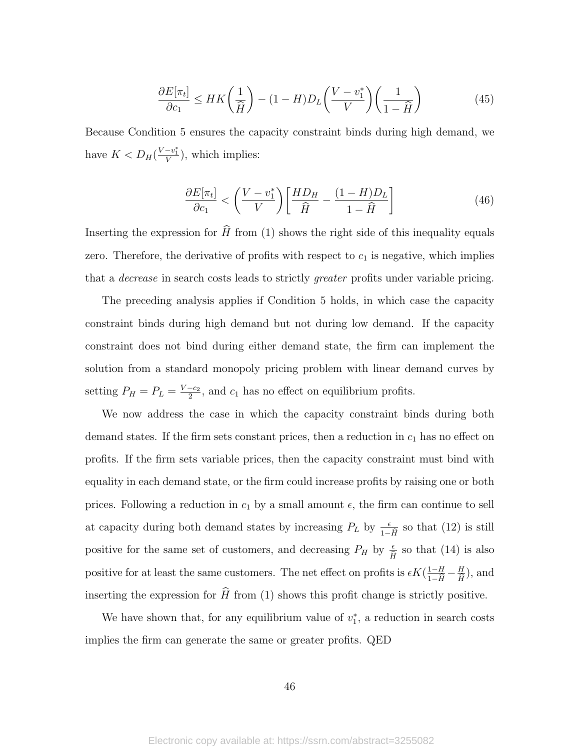$$\frac{\partial E[\pi_t]}{\partial c_1} \leq HK\left(\frac{1}{\widehat{H}}\right) - (1-H)D_L\left(\frac{V-v_1^*}{V}\right)\left(\frac{1}{1-\widehat{H}}\right) \tag{45}$$

Because Condition 5 ensures the capacity constraint binds during high demand, we have $K < D_H(\frac{V-v_1^*}{V})$, which implies:

$$\frac{\partial E[\pi_t]}{\partial c_1} < \left(\frac{V-v_1^*}{V}\right)\left[\frac{HD_H}{\widehat{H}} - \frac{(1-H)D_L}{1-\widehat{H}}\right] \tag{46}$$

Inserting the expression for $\widehat{H}$ from (1) shows the right side of this inequality equals zero. Therefore, the derivative of profits with respect to $c_1$ is negative, which implies that a *decrease* in search costs leads to strictly *greater* profits under variable pricing.

The preceding analysis applies if Condition 5 holds, in which case the capacity constraint binds during high demand but not during low demand. If the capacity constraint does not bind during either demand state, the firm can implement the solution from a standard monopoly pricing problem with linear demand curves by setting $P_H = P_L = \frac{V-c_2}{2}$, and $c_1$ has no effect on equilibrium profits.

We now address the case in which the capacity constraint binds during both demand states. If the firm sets constant prices, then a reduction in $c_1$ has no effect on profits. If the firm sets variable prices, then the capacity constraint must bind with equality in each demand state, or the firm could increase profits by raising one or both prices. Following a reduction in $c_1$ by a small amount $\epsilon$, the firm can continue to sell at capacity during both demand states by increasing $P_L$ by $\frac{\epsilon}{1-\widehat{H}}$ so that (12) is still positive for the same set of customers, and decreasing $P_H$ by $\frac{\epsilon}{\widehat{H}}$ so that (14) is also positive for at least the same customers. The net effect on profits is $\epsilon K(\frac{1-H}{1-\widehat{H}} - \frac{H}{\widehat{H}})$, and inserting the expression for $\widehat{H}$ from (1) shows this profit change is strictly positive.

We have shown that, for any equilibrium value of $v_1^*$, a reduction in search costs implies the firm can generate the same or greater profits. QED